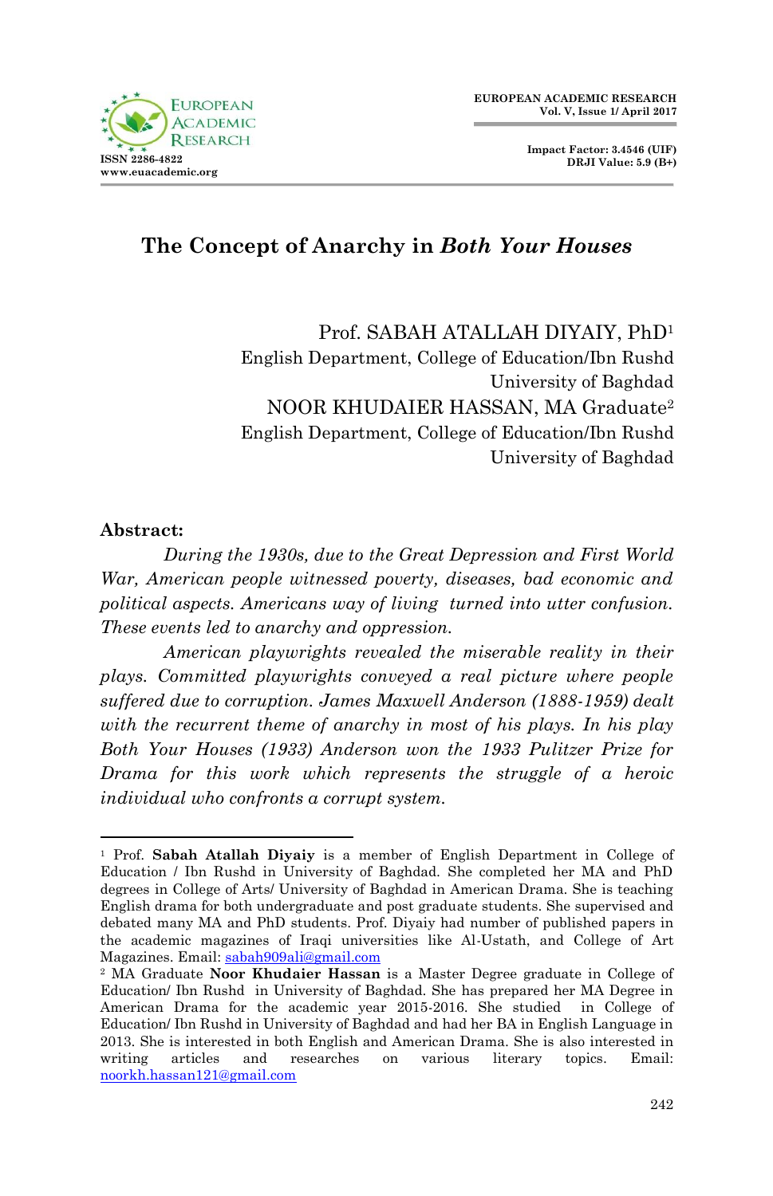# The Concept of Anarchy in *Both Your Houses*

Prof. SABAH ATALLAH DIYAIY, PhD[1]
English Department, College of Education/Ibn Rushd
University of Baghdad

NOOR KHUDAIER HASSAN, MA Graduate[2]
English Department, College of Education/Ibn Rushd
University of Baghdad

## Abstract:

*During the 1930s, due to the Great Depression and First World War, American people witnessed poverty, diseases, bad economic and political aspects. Americans way of living turned into utter confusion. These events led to anarchy and oppression.*

*American playwrights revealed the miserable reality in their plays. Committed playwrights conveyed a real picture where people suffered due to corruption. James Maxwell Anderson (1888-1959) dealt with the recurrent theme of anarchy in most of his plays. In his play Both Your Houses (1933) Anderson won the 1933 Pulitzer Prize for Drama for this work which represents the struggle of a heroic individual who confronts a corrupt system.*

---

[1] Prof. **Sabah Atallah Diyaiy** is a member of English Department in College of Education / Ibn Rushd in University of Baghdad. She completed her MA and PhD degrees in College of Arts/ University of Baghdad in American Drama. She is teaching English drama for both undergraduate and post graduate students. She supervised and debated many MA and PhD students. Prof. Diyaiy had number of published papers in the academic magazines of Iraqi universities like Al-Ustath, and College of Art Magazines. Email: sabah909ali@gmail.com

[2] MA Graduate **Noor Khudaier Hassan** is a Master Degree graduate in College of Education/ Ibn Rushd in University of Baghdad. She has prepared her MA Degree in American Drama for the academic year 2015-2016. She studied in College of Education/ Ibn Rushd in University of Baghdad and had her BA in English Language in 2013. She is interested in both English and American Drama. She is also interested in writing articles and researches on various literary topics. Email: noorkh.hassan121@gmail.com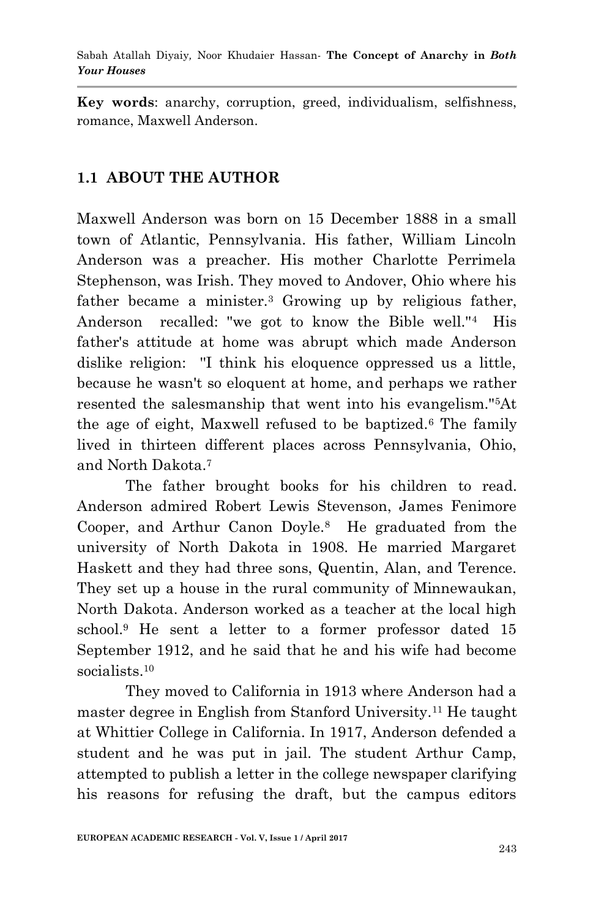**Key words**: anarchy, corruption, greed, individualism, selfishness, romance, Maxwell Anderson.

## 1.1 ABOUT THE AUTHOR

Maxwell Anderson was born on 15 December 1888 in a small town of Atlantic, Pennsylvania. His father, William Lincoln Anderson was a preacher. His mother Charlotte Perrimela Stephenson, was Irish. They moved to Andover, Ohio where his father became a minister.[3] Growing up by religious father, Anderson recalled: "we got to know the Bible well."[4] His father's attitude at home was abrupt which made Anderson dislike religion: "I think his eloquence oppressed us a little, because he wasn't so eloquent at home, and perhaps we rather resented the salesmanship that went into his evangelism."[5]At the age of eight, Maxwell refused to be baptized.[6] The family lived in thirteen different places across Pennsylvania, Ohio, and North Dakota.[7]

The father brought books for his children to read. Anderson admired Robert Lewis Stevenson, James Fenimore Cooper, and Arthur Canon Doyle.[8] He graduated from the university of North Dakota in 1908. He married Margaret Haskett and they had three sons, Quentin, Alan, and Terence. They set up a house in the rural community of Minnewaukan, North Dakota. Anderson worked as a teacher at the local high school.[9] He sent a letter to a former professor dated 15 September 1912, and he said that he and his wife had become socialists.[10]

They moved to California in 1913 where Anderson had a master degree in English from Stanford University.[11] He taught at Whittier College in California. In 1917, Anderson defended a student and he was put in jail. The student Arthur Camp, attempted to publish a letter in the college newspaper clarifying his reasons for refusing the draft, but the campus editors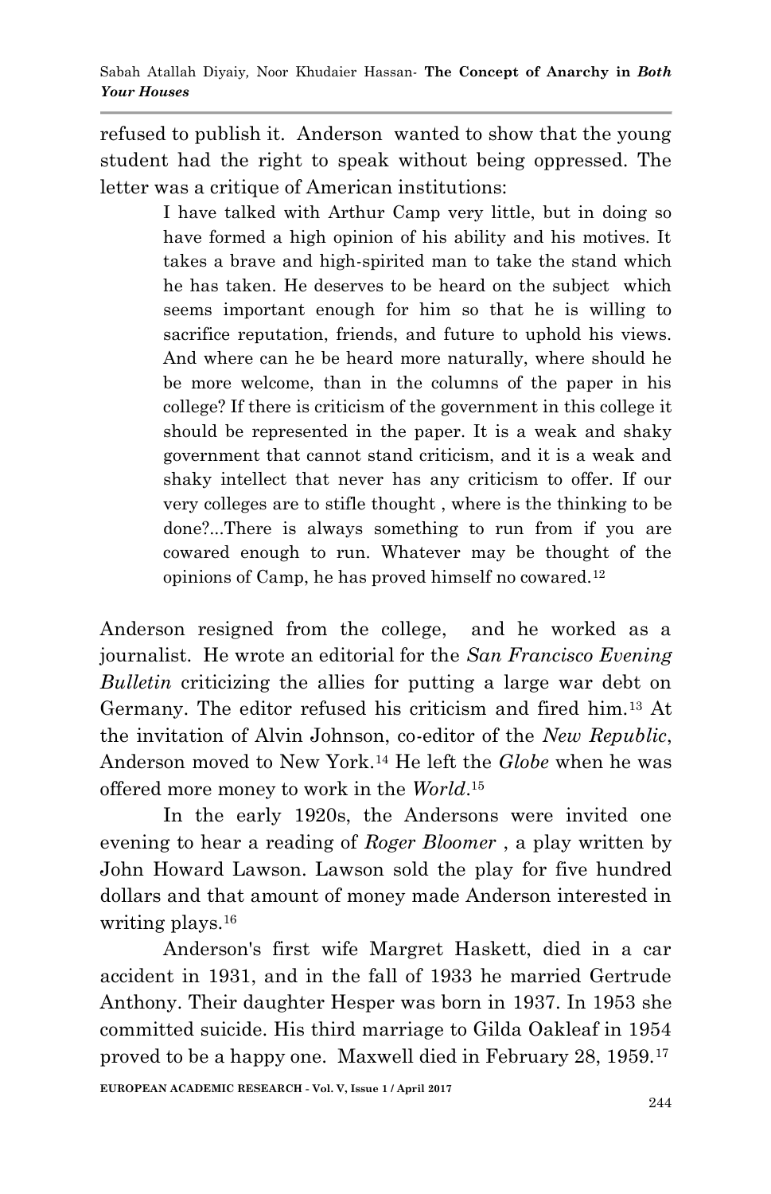refused to publish it. Anderson wanted to show that the young student had the right to speak without being oppressed. The letter was a critique of American institutions:

> I have talked with Arthur Camp very little, but in doing so have formed a high opinion of his ability and his motives. It takes a brave and high-spirited man to take the stand which he has taken. He deserves to be heard on the subject which seems important enough for him so that he is willing to sacrifice reputation, friends, and future to uphold his views. And where can he be heard more naturally, where should he be more welcome, than in the columns of the paper in his college? If there is criticism of the government in this college it should be represented in the paper. It is a weak and shaky government that cannot stand criticism, and it is a weak and shaky intellect that never has any criticism to offer. If our very colleges are to stifle thought , where is the thinking to be done?...There is always something to run from if you are cowared enough to run. Whatever may be thought of the opinions of Camp, he has proved himself no cowared.[12]

Anderson resigned from the college, and he worked as a journalist. He wrote an editorial for the *San Francisco Evening Bulletin* criticizing the allies for putting a large war debt on Germany. The editor refused his criticism and fired him.[13] At the invitation of Alvin Johnson, co-editor of the *New Republic*, Anderson moved to New York.[14] He left the *Globe* when he was offered more money to work in the *World*.[15]

In the early 1920s, the Andersons were invited one evening to hear a reading of *Roger Bloomer* , a play written by John Howard Lawson. Lawson sold the play for five hundred dollars and that amount of money made Anderson interested in writing plays.[16]

Anderson's first wife Margret Haskett, died in a car accident in 1931, and in the fall of 1933 he married Gertrude Anthony. Their daughter Hesper was born in 1937. In 1953 she committed suicide. His third marriage to Gilda Oakleaf in 1954 proved to be a happy one. Maxwell died in February 28, 1959.[17]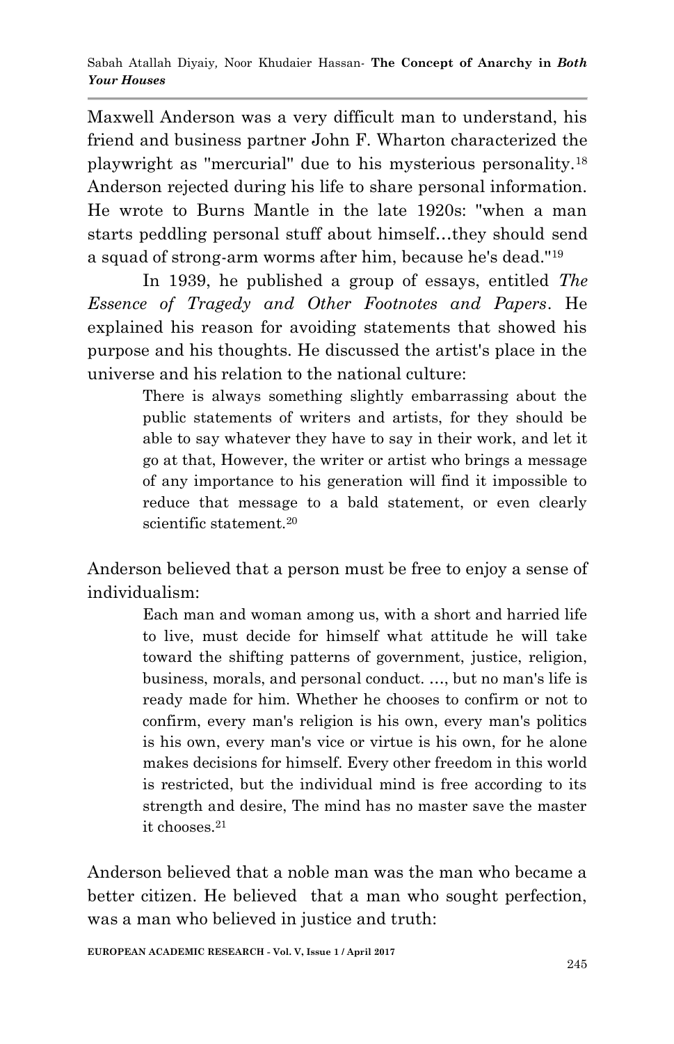Maxwell Anderson was a very difficult man to understand, his friend and business partner John F. Wharton characterized the playwright as "mercurial" due to his mysterious personality.[18] Anderson rejected during his life to share personal information. He wrote to Burns Mantle in the late 1920s: "when a man starts peddling personal stuff about himself…they should send a squad of strong-arm worms after him, because he's dead."[19]

In 1939, he published a group of essays, entitled *The Essence of Tragedy and Other Footnotes and Papers*. He explained his reason for avoiding statements that showed his purpose and his thoughts. He discussed the artist's place in the universe and his relation to the national culture:

> There is always something slightly embarrassing about the public statements of writers and artists, for they should be able to say whatever they have to say in their work, and let it go at that, However, the writer or artist who brings a message of any importance to his generation will find it impossible to reduce that message to a bald statement, or even clearly scientific statement.[20]

Anderson believed that a person must be free to enjoy a sense of individualism:

> Each man and woman among us, with a short and harried life to live, must decide for himself what attitude he will take toward the shifting patterns of government, justice, religion, business, morals, and personal conduct. …, but no man's life is ready made for him. Whether he chooses to confirm or not to confirm, every man's religion is his own, every man's politics is his own, every man's vice or virtue is his own, for he alone makes decisions for himself. Every other freedom in this world is restricted, but the individual mind is free according to its strength and desire, The mind has no master save the master it chooses.[21]

Anderson believed that a noble man was the man who became a better citizen. He believed that a man who sought perfection, was a man who believed in justice and truth: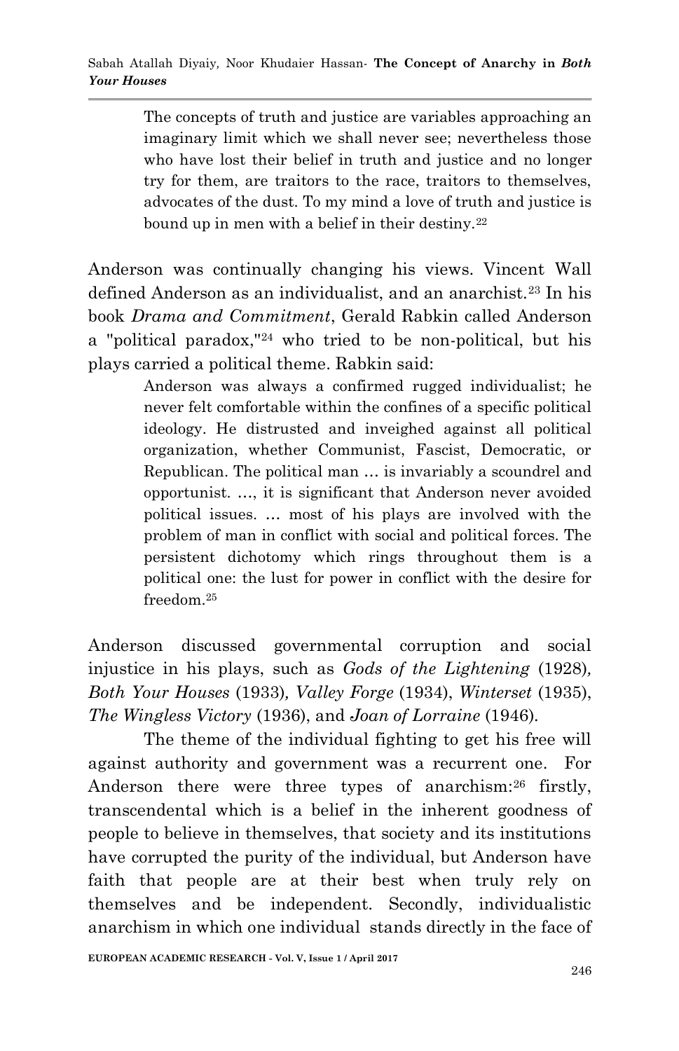> The concepts of truth and justice are variables approaching an imaginary limit which we shall never see; nevertheless those who have lost their belief in truth and justice and no longer try for them, are traitors to the race, traitors to themselves, advocates of the dust. To my mind a love of truth and justice is bound up in men with a belief in their destiny.[22]

Anderson was continually changing his views. Vincent Wall defined Anderson as an individualist, and an anarchist.[23] In his book *Drama and Commitment*, Gerald Rabkin called Anderson a "political paradox,"[24] who tried to be non-political, but his plays carried a political theme. Rabkin said:

> Anderson was always a confirmed rugged individualist; he never felt comfortable within the confines of a specific political ideology. He distrusted and inveighed against all political organization, whether Communist, Fascist, Democratic, or Republican. The political man … is invariably a scoundrel and opportunist. …, it is significant that Anderson never avoided political issues. … most of his plays are involved with the problem of man in conflict with social and political forces. The persistent dichotomy which rings throughout them is a political one: the lust for power in conflict with the desire for freedom.[25]

Anderson discussed governmental corruption and social injustice in his plays, such as *Gods of the Lightening* (1928), *Both Your Houses* (1933), *Valley Forge* (1934), *Winterset* (1935), *The Wingless Victory* (1936), and *Joan of Lorraine* (1946).

The theme of the individual fighting to get his free will against authority and government was a recurrent one. For Anderson there were three types of anarchism:[26] firstly, transcendental which is a belief in the inherent goodness of people to believe in themselves, that society and its institutions have corrupted the purity of the individual, but Anderson have faith that people are at their best when truly rely on themselves and be independent. Secondly, individualistic anarchism in which one individual stands directly in the face of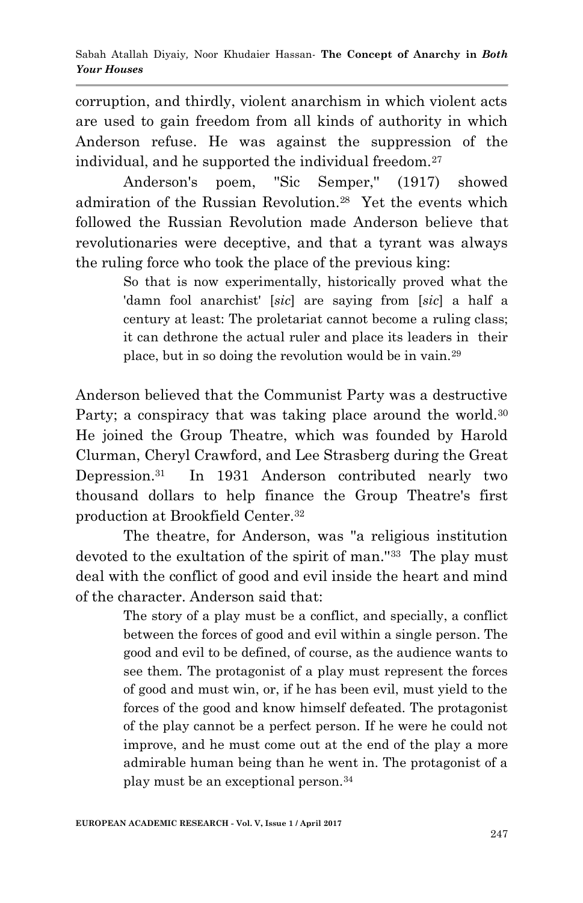corruption, and thirdly, violent anarchism in which violent acts are used to gain freedom from all kinds of authority in which Anderson refuse. He was against the suppression of the individual, and he supported the individual freedom.[27]

Anderson's poem, "Sic Semper," (1917) showed admiration of the Russian Revolution.[28] Yet the events which followed the Russian Revolution made Anderson believe that revolutionaries were deceptive, and that a tyrant was always the ruling force who took the place of the previous king:

> So that is now experimentally, historically proved what the 'damn fool anarchist' [*sic*] are saying from [*sic*] a half a century at least: The proletariat cannot become a ruling class; it can dethrone the actual ruler and place its leaders in their place, but in so doing the revolution would be in vain.[29]

Anderson believed that the Communist Party was a destructive Party; a conspiracy that was taking place around the world.[30] He joined the Group Theatre, which was founded by Harold Clurman, Cheryl Crawford, and Lee Strasberg during the Great Depression.[31] In 1931 Anderson contributed nearly two thousand dollars to help finance the Group Theatre's first production at Brookfield Center.[32]

The theatre, for Anderson, was "a religious institution devoted to the exultation of the spirit of man."[33] The play must deal with the conflict of good and evil inside the heart and mind of the character. Anderson said that:

> The story of a play must be a conflict, and specially, a conflict between the forces of good and evil within a single person. The good and evil to be defined, of course, as the audience wants to see them. The protagonist of a play must represent the forces of good and must win, or, if he has been evil, must yield to the forces of the good and know himself defeated. The protagonist of the play cannot be a perfect person. If he were he could not improve, and he must come out at the end of the play a more admirable human being than he went in. The protagonist of a play must be an exceptional person.[34]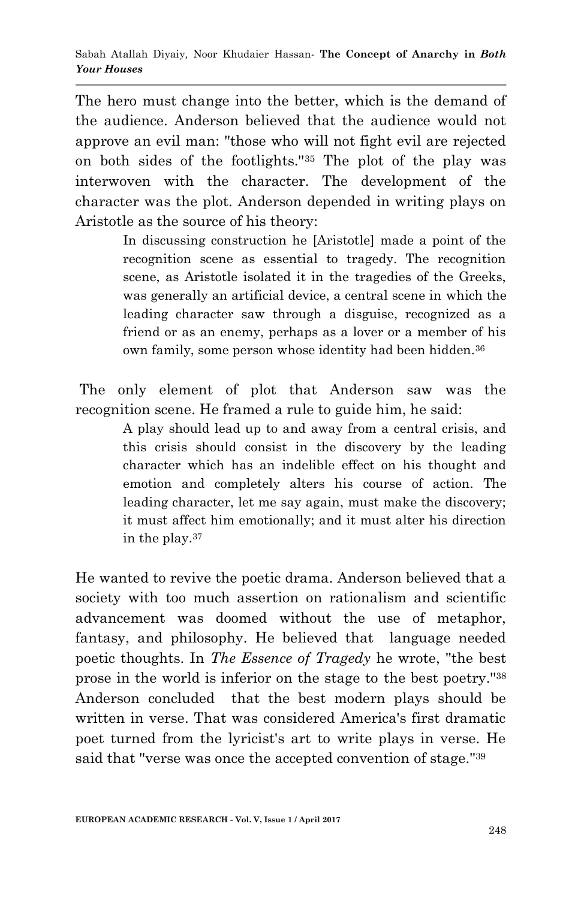The hero must change into the better, which is the demand of the audience. Anderson believed that the audience would not approve an evil man: "those who will not fight evil are rejected on both sides of the footlights."[35] The plot of the play was interwoven with the character. The development of the character was the plot. Anderson depended in writing plays on Aristotle as the source of his theory:

> In discussing construction he [Aristotle] made a point of the recognition scene as essential to tragedy. The recognition scene, as Aristotle isolated it in the tragedies of the Greeks, was generally an artificial device, a central scene in which the leading character saw through a disguise, recognized as a friend or as an enemy, perhaps as a lover or a member of his own family, some person whose identity had been hidden.[36]

The only element of plot that Anderson saw was the recognition scene. He framed a rule to guide him, he said:

> A play should lead up to and away from a central crisis, and this crisis should consist in the discovery by the leading character which has an indelible effect on his thought and emotion and completely alters his course of action. The leading character, let me say again, must make the discovery; it must affect him emotionally; and it must alter his direction in the play.[37]

He wanted to revive the poetic drama. Anderson believed that a society with too much assertion on rationalism and scientific advancement was doomed without the use of metaphor, fantasy, and philosophy. He believed that language needed poetic thoughts. In *The Essence of Tragedy* he wrote, "the best prose in the world is inferior on the stage to the best poetry."[38] Anderson concluded that the best modern plays should be written in verse. That was considered America's first dramatic poet turned from the lyricist's art to write plays in verse. He said that "verse was once the accepted convention of stage."[39]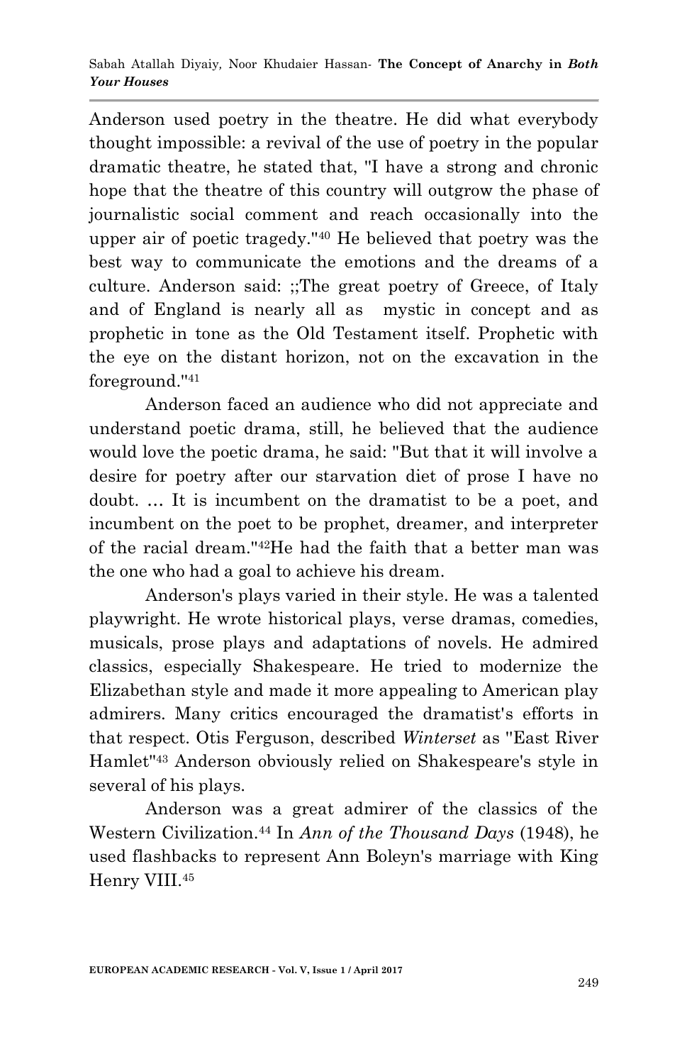Anderson used poetry in the theatre. He did what everybody thought impossible: a revival of the use of poetry in the popular dramatic theatre, he stated that, "I have a strong and chronic hope that the theatre of this country will outgrow the phase of journalistic social comment and reach occasionally into the upper air of poetic tragedy."[40] He believed that poetry was the best way to communicate the emotions and the dreams of a culture. Anderson said: ;;The great poetry of Greece, of Italy and of England is nearly all as mystic in concept and as prophetic in tone as the Old Testament itself. Prophetic with the eye on the distant horizon, not on the excavation in the foreground."[41]

Anderson faced an audience who did not appreciate and understand poetic drama, still, he believed that the audience would love the poetic drama, he said: "But that it will involve a desire for poetry after our starvation diet of prose I have no doubt. … It is incumbent on the dramatist to be a poet, and incumbent on the poet to be prophet, dreamer, and interpreter of the racial dream."[42]He had the faith that a better man was the one who had a goal to achieve his dream.

Anderson's plays varied in their style. He was a talented playwright. He wrote historical plays, verse dramas, comedies, musicals, prose plays and adaptations of novels. He admired classics, especially Shakespeare. He tried to modernize the Elizabethan style and made it more appealing to American play admirers. Many critics encouraged the dramatist's efforts in that respect. Otis Ferguson, described *Winterset* as "East River Hamlet"[43] Anderson obviously relied on Shakespeare's style in several of his plays.

Anderson was a great admirer of the classics of the Western Civilization.[44] In *Ann of the Thousand Days* (1948), he used flashbacks to represent Ann Boleyn's marriage with King Henry VIII.[45]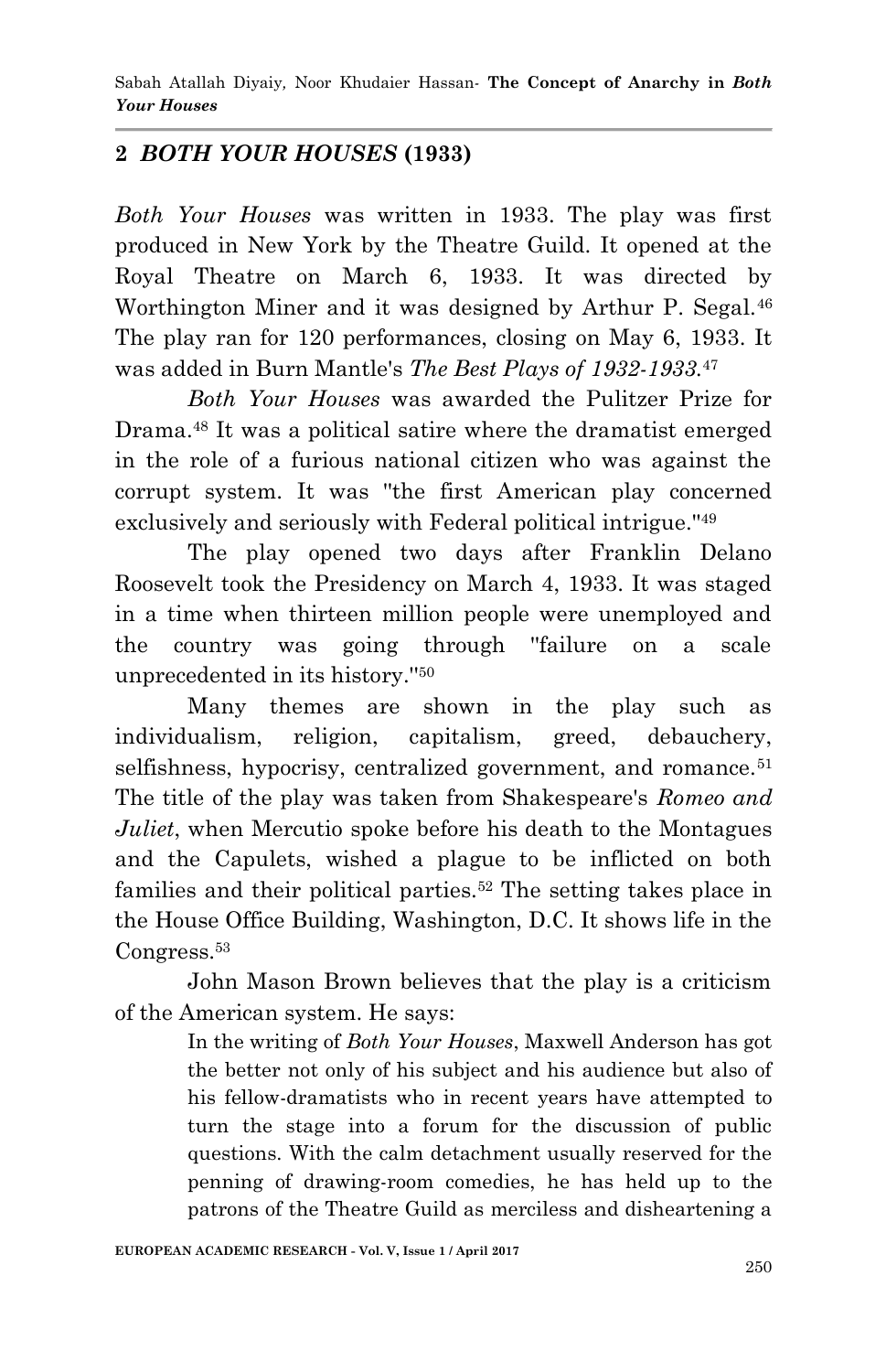## 2 *BOTH YOUR HOUSES* (1933)

*Both Your Houses* was written in 1933. The play was first produced in New York by the Theatre Guild. It opened at the Royal Theatre on March 6, 1933. It was directed by Worthington Miner and it was designed by Arthur P. Segal.[46] The play ran for 120 performances, closing on May 6, 1933. It was added in Burn Mantle's *The Best Plays of 1932-1933*.[47]

*Both Your Houses* was awarded the Pulitzer Prize for Drama.[48] It was a political satire where the dramatist emerged in the role of a furious national citizen who was against the corrupt system. It was "the first American play concerned exclusively and seriously with Federal political intrigue."[49]

The play opened two days after Franklin Delano Roosevelt took the Presidency on March 4, 1933. It was staged in a time when thirteen million people were unemployed and the country was going through "failure on a scale unprecedented in its history."[50]

Many themes are shown in the play such as individualism, religion, capitalism, greed, debauchery, selfishness, hypocrisy, centralized government, and romance.[51] The title of the play was taken from Shakespeare's *Romeo and Juliet*, when Mercutio spoke before his death to the Montagues and the Capulets, wished a plague to be inflicted on both families and their political parties.[52] The setting takes place in the House Office Building, Washington, D.C. It shows life in the Congress.[53]

John Mason Brown believes that the play is a criticism of the American system. He says:

> In the writing of *Both Your Houses*, Maxwell Anderson has got the better not only of his subject and his audience but also of his fellow-dramatists who in recent years have attempted to turn the stage into a forum for the discussion of public questions. With the calm detachment usually reserved for the penning of drawing-room comedies, he has held up to the patrons of the Theatre Guild as merciless and disheartening a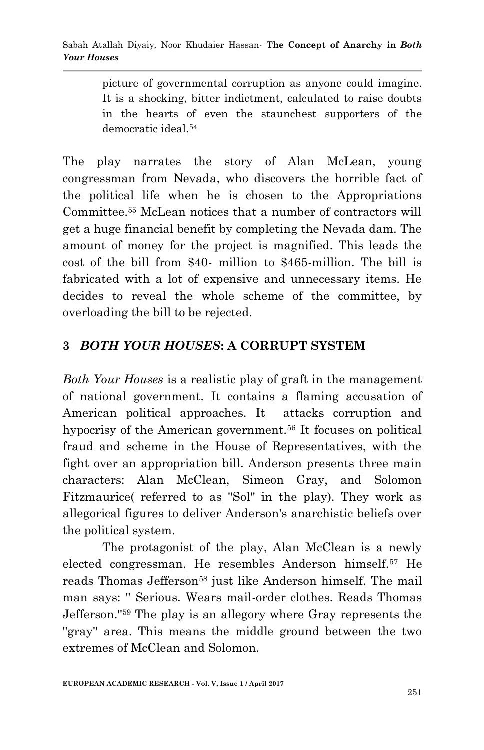> picture of governmental corruption as anyone could imagine. It is a shocking, bitter indictment, calculated to raise doubts in the hearts of even the staunchest supporters of the democratic ideal.[54]

The play narrates the story of Alan McLean, young congressman from Nevada, who discovers the horrible fact of the political life when he is chosen to the Appropriations Committee.[55] McLean notices that a number of contractors will get a huge financial benefit by completing the Nevada dam. The amount of money for the project is magnified. This leads the cost of the bill from $40- million to $465-million. The bill is fabricated with a lot of expensive and unnecessary items. He decides to reveal the whole scheme of the committee, by overloading the bill to be rejected.

## 3 *BOTH YOUR HOUSES*: A CORRUPT SYSTEM

*Both Your Houses* is a realistic play of graft in the management of national government. It contains a flaming accusation of American political approaches. It attacks corruption and hypocrisy of the American government.[56] It focuses on political fraud and scheme in the House of Representatives, with the fight over an appropriation bill. Anderson presents three main characters: Alan McClean, Simeon Gray, and Solomon Fitzmaurice( referred to as "Sol" in the play). They work as allegorical figures to deliver Anderson's anarchistic beliefs over the political system.

The protagonist of the play, Alan McClean is a newly elected congressman. He resembles Anderson himself.[57] He reads Thomas Jefferson[58] just like Anderson himself. The mail man says: " Serious. Wears mail-order clothes. Reads Thomas Jefferson."[59] The play is an allegory where Gray represents the "gray" area. This means the middle ground between the two extremes of McClean and Solomon.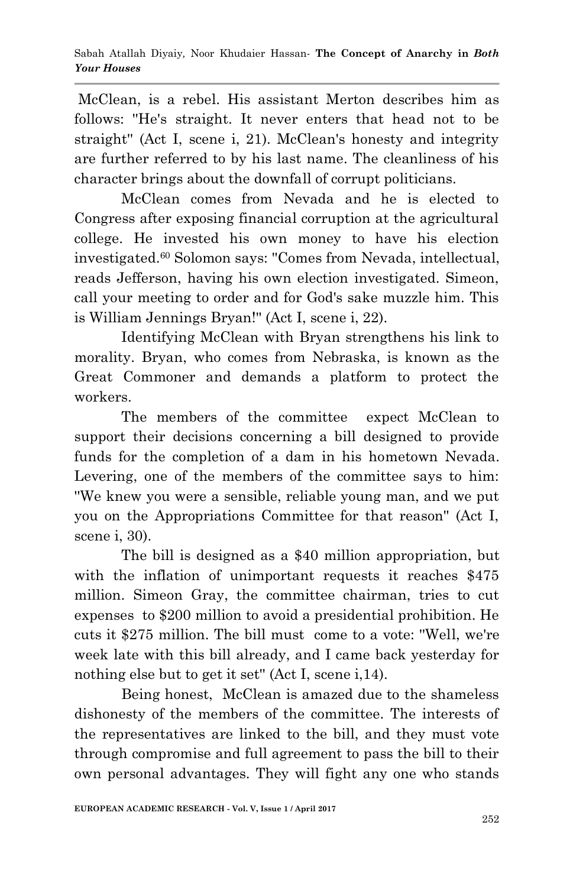McClean, is a rebel. His assistant Merton describes him as follows: "He's straight. It never enters that head not to be straight" (Act I, scene i, 21). McClean's honesty and integrity are further referred to by his last name. The cleanliness of his character brings about the downfall of corrupt politicians.

McClean comes from Nevada and he is elected to Congress after exposing financial corruption at the agricultural college. He invested his own money to have his election investigated.[60] Solomon says: "Comes from Nevada, intellectual, reads Jefferson, having his own election investigated. Simeon, call your meeting to order and for God's sake muzzle him. This is William Jennings Bryan!" (Act I, scene i, 22).

Identifying McClean with Bryan strengthens his link to morality. Bryan, who comes from Nebraska, is known as the Great Commoner and demands a platform to protect the workers.

The members of the committee expect McClean to support their decisions concerning a bill designed to provide funds for the completion of a dam in his hometown Nevada. Levering, one of the members of the committee says to him: "We knew you were a sensible, reliable young man, and we put you on the Appropriations Committee for that reason" (Act I, scene i, 30).

The bill is designed as a $40 million appropriation, but with the inflation of unimportant requests it reaches $475 million. Simeon Gray, the committee chairman, tries to cut expenses to $200 million to avoid a presidential prohibition. He cuts it $275 million. The bill must come to a vote: "Well, we're week late with this bill already, and I came back yesterday for nothing else but to get it set" (Act I, scene i,14).

Being honest, McClean is amazed due to the shameless dishonesty of the members of the committee. The interests of the representatives are linked to the bill, and they must vote through compromise and full agreement to pass the bill to their own personal advantages. They will fight any one who stands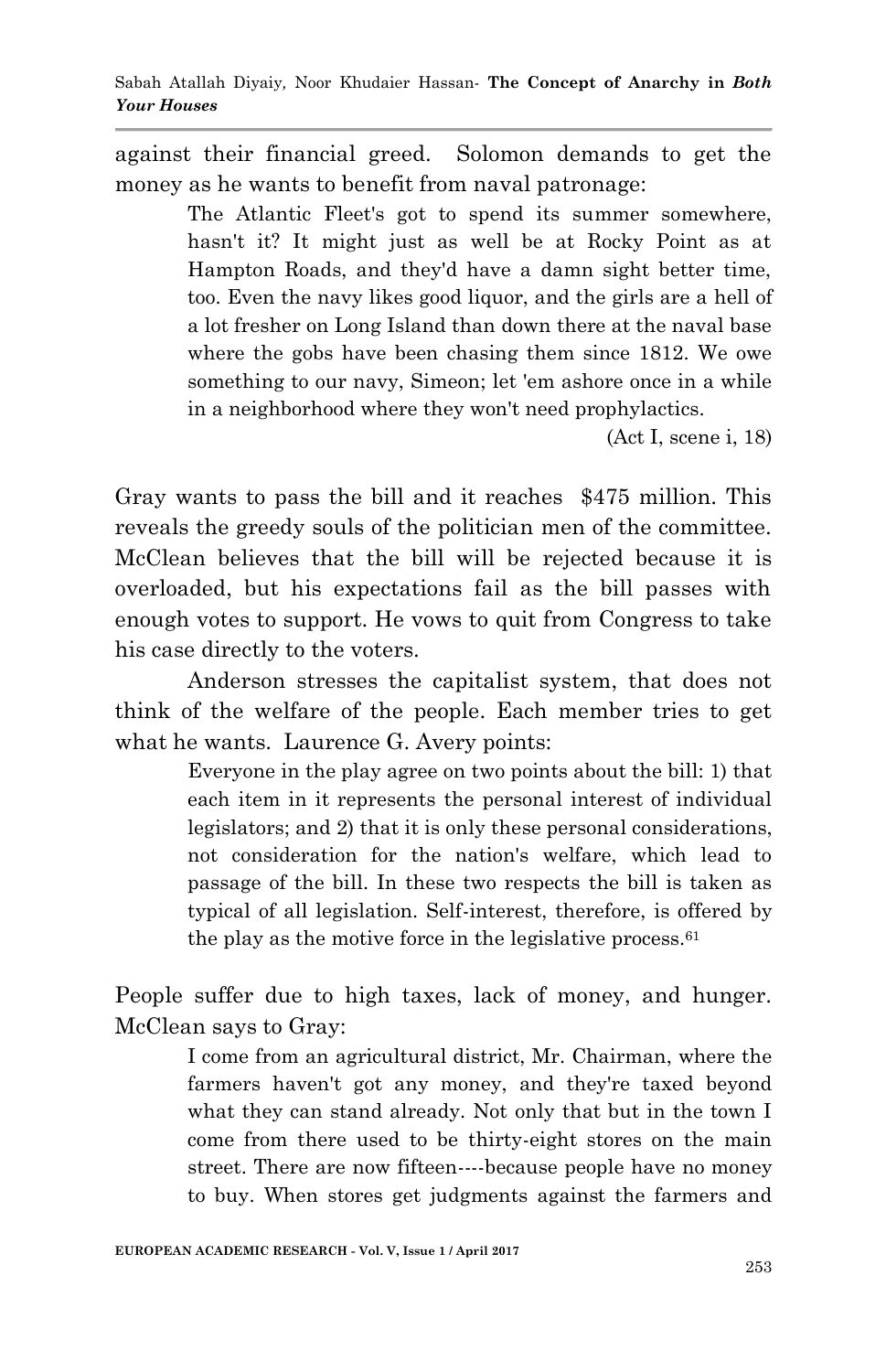against their financial greed. Solomon demands to get the money as he wants to benefit from naval patronage:

> The Atlantic Fleet's got to spend its summer somewhere, hasn't it? It might just as well be at Rocky Point as at Hampton Roads, and they'd have a damn sight better time, too. Even the navy likes good liquor, and the girls are a hell of a lot fresher on Long Island than down there at the naval base where the gobs have been chasing them since 1812. We owe something to our navy, Simeon; let 'em ashore once in a while in a neighborhood where they won't need prophylactics.
>
> (Act I, scene i, 18)

Gray wants to pass the bill and it reaches $475 million. This reveals the greedy souls of the politician men of the committee. McClean believes that the bill will be rejected because it is overloaded, but his expectations fail as the bill passes with enough votes to support. He vows to quit from Congress to take his case directly to the voters.

Anderson stresses the capitalist system, that does not think of the welfare of the people. Each member tries to get what he wants. Laurence G. Avery points:

> Everyone in the play agree on two points about the bill: 1) that each item in it represents the personal interest of individual legislators; and 2) that it is only these personal considerations, not consideration for the nation's welfare, which lead to passage of the bill. In these two respects the bill is taken as typical of all legislation. Self-interest, therefore, is offered by the play as the motive force in the legislative process.[61]

People suffer due to high taxes, lack of money, and hunger. McClean says to Gray:

> I come from an agricultural district, Mr. Chairman, where the farmers haven't got any money, and they're taxed beyond what they can stand already. Not only that but in the town I come from there used to be thirty-eight stores on the main street. There are now fifteen----because people have no money to buy. When stores get judgments against the farmers and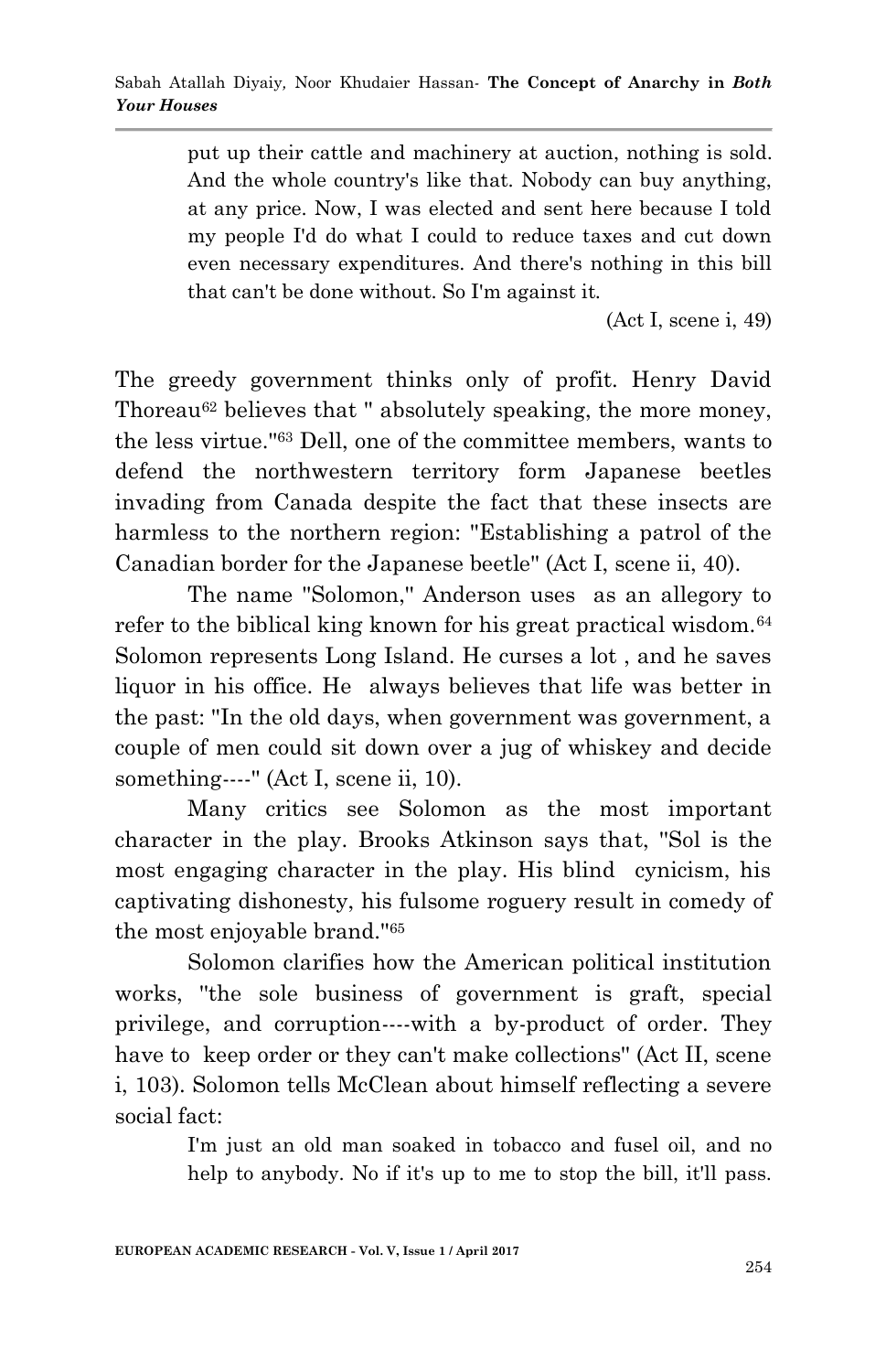> put up their cattle and machinery at auction, nothing is sold. And the whole country's like that. Nobody can buy anything, at any price. Now, I was elected and sent here because I told my people I'd do what I could to reduce taxes and cut down even necessary expenditures. And there's nothing in this bill that can't be done without. So I'm against it.
>
> (Act I, scene i, 49)

The greedy government thinks only of profit. Henry David Thoreau[62] believes that " absolutely speaking, the more money, the less virtue."[63] Dell, one of the committee members, wants to defend the northwestern territory form Japanese beetles invading from Canada despite the fact that these insects are harmless to the northern region: "Establishing a patrol of the Canadian border for the Japanese beetle" (Act I, scene ii, 40).

The name "Solomon," Anderson uses as an allegory to refer to the biblical king known for his great practical wisdom.[64] Solomon represents Long Island. He curses a lot , and he saves liquor in his office. He always believes that life was better in the past: "In the old days, when government was government, a couple of men could sit down over a jug of whiskey and decide something----" (Act I, scene ii, 10).

Many critics see Solomon as the most important character in the play. Brooks Atkinson says that, "Sol is the most engaging character in the play. His blind cynicism, his captivating dishonesty, his fulsome roguery result in comedy of the most enjoyable brand."[65]

Solomon clarifies how the American political institution works, "the sole business of government is graft, special privilege, and corruption----with a by-product of order. They have to keep order or they can't make collections" (Act II, scene i, 103). Solomon tells McClean about himself reflecting a severe social fact:

> I'm just an old man soaked in tobacco and fusel oil, and no help to anybody. No if it's up to me to stop the bill, it'll pass.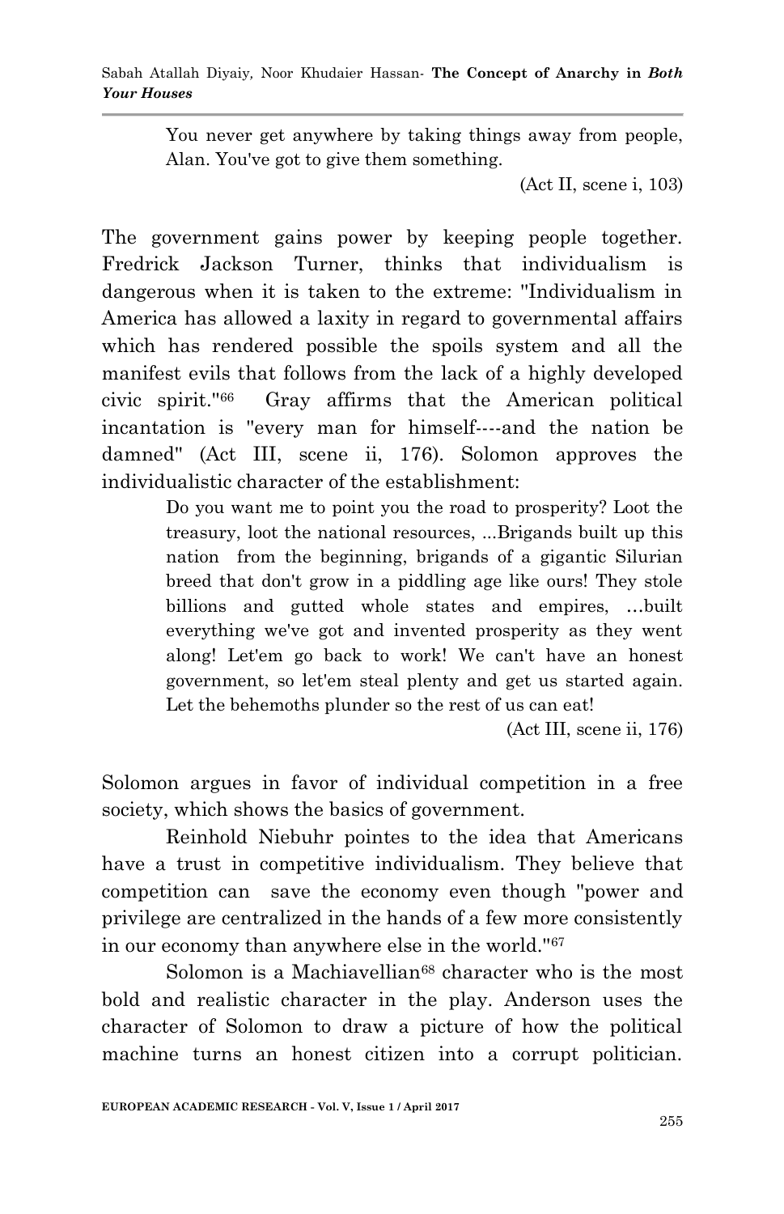> You never get anywhere by taking things away from people, Alan. You've got to give them something.
>
> (Act II, scene i, 103)

The government gains power by keeping people together. Fredrick Jackson Turner, thinks that individualism is dangerous when it is taken to the extreme: "Individualism in America has allowed a laxity in regard to governmental affairs which has rendered possible the spoils system and all the manifest evils that follows from the lack of a highly developed civic spirit."[66] Gray affirms that the American political incantation is "every man for himself----and the nation be damned" (Act III, scene ii, 176). Solomon approves the individualistic character of the establishment:

> Do you want me to point you the road to prosperity? Loot the treasury, loot the national resources, ...Brigands built up this nation from the beginning, brigands of a gigantic Silurian breed that don't grow in a piddling age like ours! They stole billions and gutted whole states and empires, …built everything we've got and invented prosperity as they went along! Let'em go back to work! We can't have an honest government, so let'em steal plenty and get us started again. Let the behemoths plunder so the rest of us can eat!
>
> (Act III, scene ii, 176)

Solomon argues in favor of individual competition in a free society, which shows the basics of government.

Reinhold Niebuhr pointes to the idea that Americans have a trust in competitive individualism. They believe that competition can save the economy even though "power and privilege are centralized in the hands of a few more consistently in our economy than anywhere else in the world."[67]

Solomon is a Machiavellian[68] character who is the most bold and realistic character in the play. Anderson uses the character of Solomon to draw a picture of how the political machine turns an honest citizen into a corrupt politician.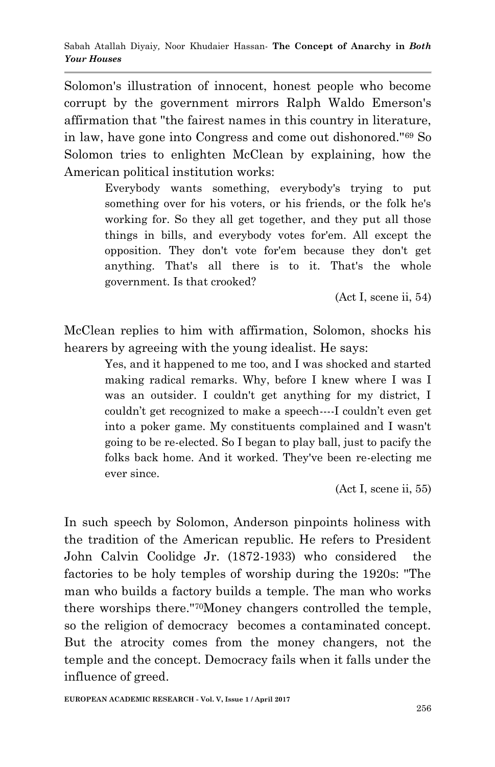Solomon's illustration of innocent, honest people who become corrupt by the government mirrors Ralph Waldo Emerson's affirmation that "the fairest names in this country in literature, in law, have gone into Congress and come out dishonored."[69] So Solomon tries to enlighten McClean by explaining, how the American political institution works:

> Everybody wants something, everybody's trying to put something over for his voters, or his friends, or the folk he's working for. So they all get together, and they put all those things in bills, and everybody votes for'em. All except the opposition. They don't vote for'em because they don't get anything. That's all there is to it. That's the whole government. Is that crooked?
>
> (Act I, scene ii, 54)

McClean replies to him with affirmation, Solomon, shocks his hearers by agreeing with the young idealist. He says:

> Yes, and it happened to me too, and I was shocked and started making radical remarks. Why, before I knew where I was I was an outsider. I couldn't get anything for my district, I couldn't get recognized to make a speech----I couldn't even get into a poker game. My constituents complained and I wasn't going to be re-elected. So I began to play ball, just to pacify the folks back home. And it worked. They've been re-electing me ever since.
>
> (Act I, scene ii, 55)

In such speech by Solomon, Anderson pinpoints holiness with the tradition of the American republic. He refers to President John Calvin Coolidge Jr. (1872-1933) who considered the factories to be holy temples of worship during the 1920s: "The man who builds a factory builds a temple. The man who works there worships there."[70]Money changers controlled the temple, so the religion of democracy becomes a contaminated concept. But the atrocity comes from the money changers, not the temple and the concept. Democracy fails when it falls under the influence of greed.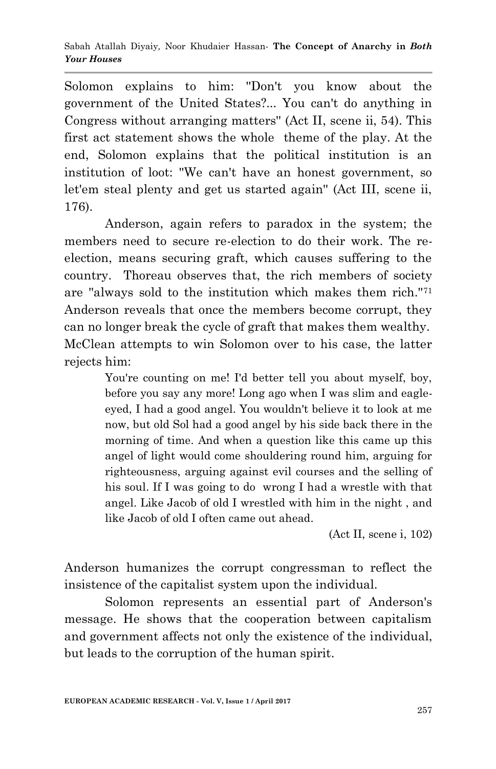Solomon explains to him: "Don't you know about the government of the United States?... You can't do anything in Congress without arranging matters" (Act II, scene ii, 54). This first act statement shows the whole theme of the play. At the end, Solomon explains that the political institution is an institution of loot: "We can't have an honest government, so let'em steal plenty and get us started again" (Act III, scene ii, 176).

Anderson, again refers to paradox in the system; the members need to secure re-election to do their work. The re-election, means securing graft, which causes suffering to the country. Thoreau observes that, the rich members of society are "always sold to the institution which makes them rich."[71] Anderson reveals that once the members become corrupt, they can no longer break the cycle of graft that makes them wealthy. McClean attempts to win Solomon over to his case, the latter rejects him:

> You're counting on me! I'd better tell you about myself, boy, before you say any more! Long ago when I was slim and eagle-eyed, I had a good angel. You wouldn't believe it to look at me now, but old Sol had a good angel by his side back there in the morning of time. And when a question like this came up this angel of light would come shouldering round him, arguing for righteousness, arguing against evil courses and the selling of his soul. If I was going to do wrong I had a wrestle with that angel. Like Jacob of old I wrestled with him in the night , and like Jacob of old I often came out ahead.
>
> (Act II, scene i, 102)

Anderson humanizes the corrupt congressman to reflect the insistence of the capitalist system upon the individual.

Solomon represents an essential part of Anderson's message. He shows that the cooperation between capitalism and government affects not only the existence of the individual, but leads to the corruption of the human spirit.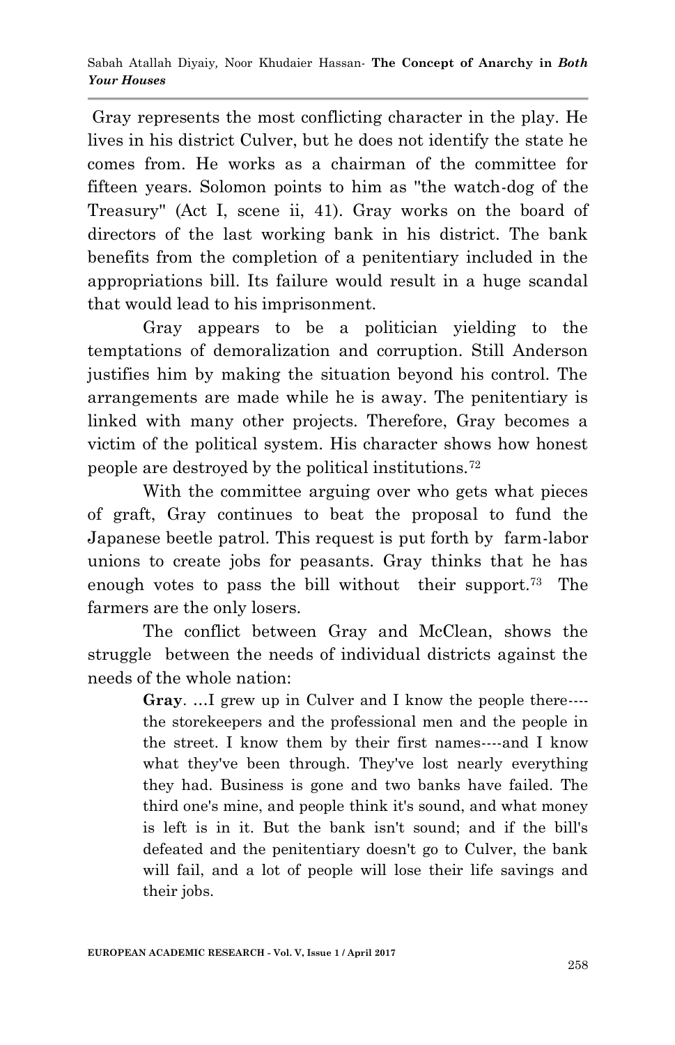Gray represents the most conflicting character in the play. He lives in his district Culver, but he does not identify the state he comes from. He works as a chairman of the committee for fifteen years. Solomon points to him as "the watch-dog of the Treasury" (Act I, scene ii, 41). Gray works on the board of directors of the last working bank in his district. The bank benefits from the completion of a penitentiary included in the appropriations bill. Its failure would result in a huge scandal that would lead to his imprisonment.

Gray appears to be a politician yielding to the temptations of demoralization and corruption. Still Anderson justifies him by making the situation beyond his control. The arrangements are made while he is away. The penitentiary is linked with many other projects. Therefore, Gray becomes a victim of the political system. His character shows how honest people are destroyed by the political institutions.[72]

With the committee arguing over who gets what pieces of graft, Gray continues to beat the proposal to fund the Japanese beetle patrol. This request is put forth by farm-labor unions to create jobs for peasants. Gray thinks that he has enough votes to pass the bill without their support.[73] The farmers are the only losers.

The conflict between Gray and McClean, shows the struggle between the needs of individual districts against the needs of the whole nation:

> **Gray**. …I grew up in Culver and I know the people there----the storekeepers and the professional men and the people in the street. I know them by their first names----and I know what they've been through. They've lost nearly everything they had. Business is gone and two banks have failed. The third one's mine, and people think it's sound, and what money is left is in it. But the bank isn't sound; and if the bill's defeated and the penitentiary doesn't go to Culver, the bank will fail, and a lot of people will lose their life savings and their jobs.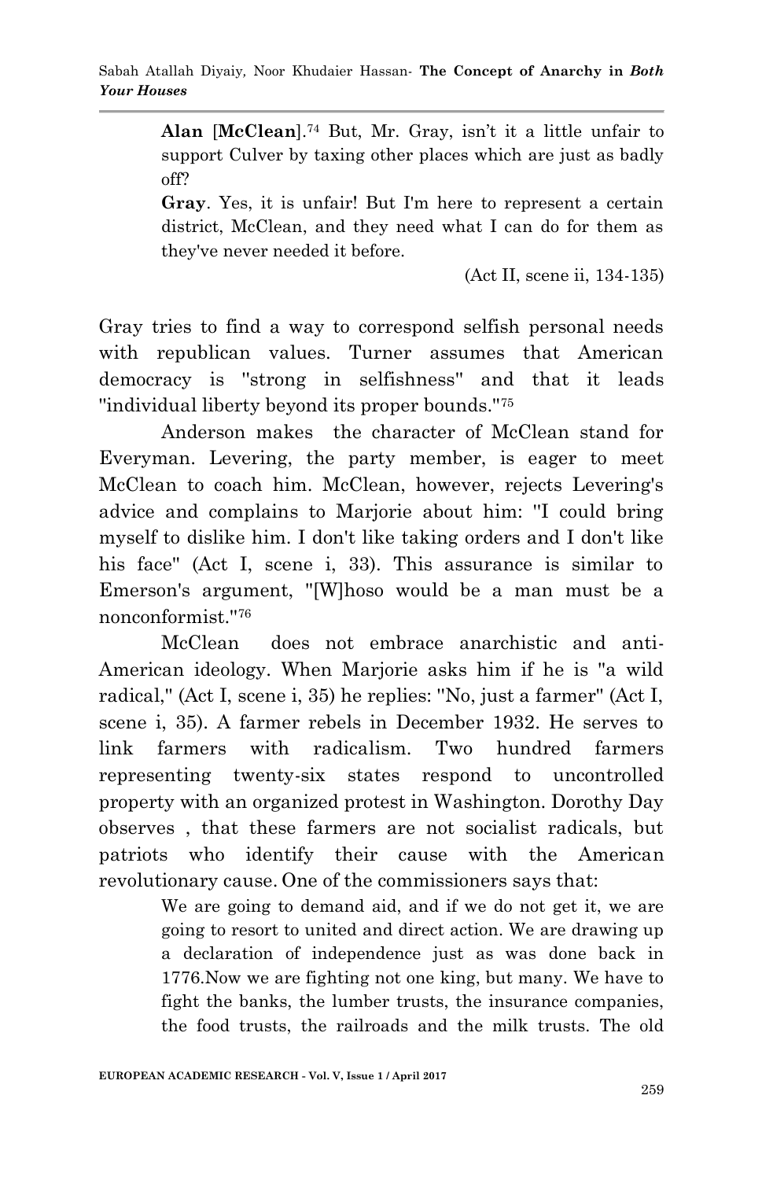> **Alan** [**McClean**].[74] But, Mr. Gray, isn't it a little unfair to support Culver by taxing other places which are just as badly off?
>
> **Gray**. Yes, it is unfair! But I'm here to represent a certain district, McClean, and they need what I can do for them as they've never needed it before.
>
> (Act II, scene ii, 134-135)

Gray tries to find a way to correspond selfish personal needs with republican values. Turner assumes that American democracy is "strong in selfishness" and that it leads "individual liberty beyond its proper bounds."[75]

Anderson makes the character of McClean stand for Everyman. Levering, the party member, is eager to meet McClean to coach him. McClean, however, rejects Levering's advice and complains to Marjorie about him: "I could bring myself to dislike him. I don't like taking orders and I don't like his face" (Act I, scene i, 33). This assurance is similar to Emerson's argument, "[W]hoso would be a man must be a nonconformist."[76]

McClean does not embrace anarchistic and anti-American ideology. When Marjorie asks him if he is "a wild radical," (Act I, scene i, 35) he replies: "No, just a farmer" (Act I, scene i, 35). A farmer rebels in December 1932. He serves to link farmers with radicalism. Two hundred farmers representing twenty-six states respond to uncontrolled property with an organized protest in Washington. Dorothy Day observes , that these farmers are not socialist radicals, but patriots who identify their cause with the American revolutionary cause. One of the commissioners says that:

> We are going to demand aid, and if we do not get it, we are going to resort to united and direct action. We are drawing up a declaration of independence just as was done back in 1776.Now we are fighting not one king, but many. We have to fight the banks, the lumber trusts, the insurance companies, the food trusts, the railroads and the milk trusts. The old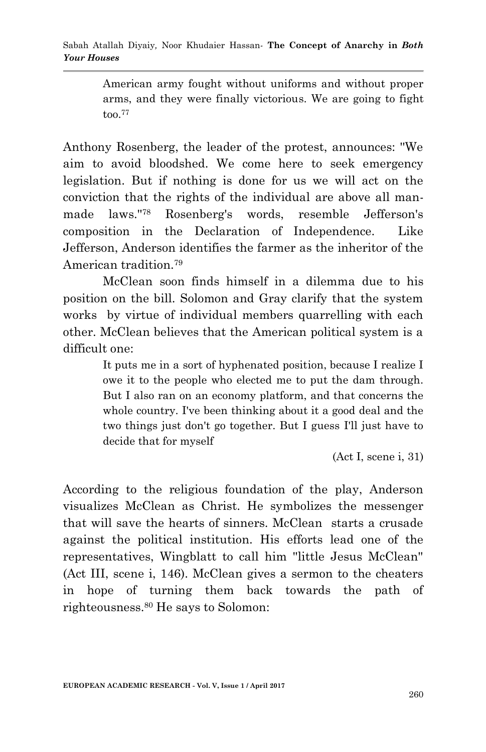> American army fought without uniforms and without proper arms, and they were finally victorious. We are going to fight too.[77]

Anthony Rosenberg, the leader of the protest, announces: "We aim to avoid bloodshed. We come here to seek emergency legislation. But if nothing is done for us we will act on the conviction that the rights of the individual are above all man-made laws."[78] Rosenberg's words, resemble Jefferson's composition in the Declaration of Independence. Like Jefferson, Anderson identifies the farmer as the inheritor of the American tradition.[79]

McClean soon finds himself in a dilemma due to his position on the bill. Solomon and Gray clarify that the system works by virtue of individual members quarrelling with each other. McClean believes that the American political system is a difficult one:

> It puts me in a sort of hyphenated position, because I realize I owe it to the people who elected me to put the dam through. But I also ran on an economy platform, and that concerns the whole country. I've been thinking about it a good deal and the two things just don't go together. But I guess I'll just have to decide that for myself
>
> (Act I, scene i, 31)

According to the religious foundation of the play, Anderson visualizes McClean as Christ. He symbolizes the messenger that will save the hearts of sinners. McClean starts a crusade against the political institution. His efforts lead one of the representatives, Wingblatt to call him "little Jesus McClean" (Act III, scene i, 146). McClean gives a sermon to the cheaters in hope of turning them back towards the path of righteousness.[80] He says to Solomon: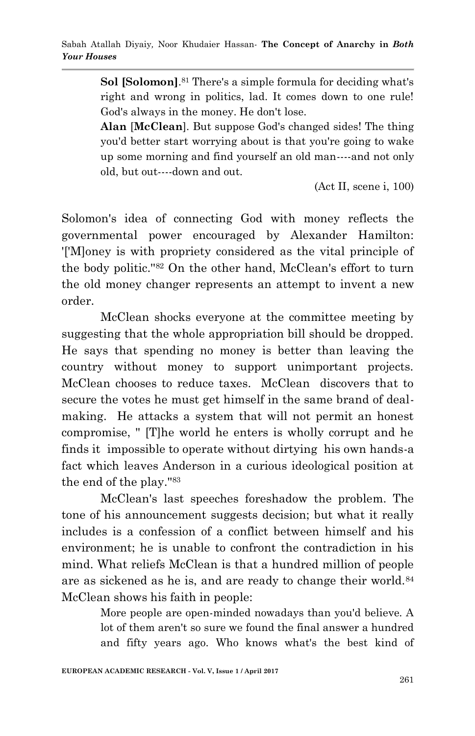> **Sol [Solomon]**.[81] There's a simple formula for deciding what's right and wrong in politics, lad. It comes down to one rule! God's always in the money. He don't lose.
>
> **Alan** [**McClean**]. But suppose God's changed sides! The thing you'd better start worrying about is that you're going to wake up some morning and find yourself an old man----and not only old, but out----down and out.
>
> (Act II, scene i, 100)

Solomon's idea of connecting God with money reflects the governmental power encouraged by Alexander Hamilton: '[M]oney is with propriety considered as the vital principle of the body politic."[82] On the other hand, McClean's effort to turn the old money changer represents an attempt to invent a new order.

McClean shocks everyone at the committee meeting by suggesting that the whole appropriation bill should be dropped. He says that spending no money is better than leaving the country without money to support unimportant projects. McClean chooses to reduce taxes. McClean discovers that to secure the votes he must get himself in the same brand of deal-making. He attacks a system that will not permit an honest compromise, " [T]he world he enters is wholly corrupt and he finds it impossible to operate without dirtying his own hands-a fact which leaves Anderson in a curious ideological position at the end of the play."[83]

McClean's last speeches foreshadow the problem. The tone of his announcement suggests decision; but what it really includes is a confession of a conflict between himself and his environment; he is unable to confront the contradiction in his mind. What reliefs McClean is that a hundred million of people are as sickened as he is, and are ready to change their world.[84] McClean shows his faith in people:

> More people are open-minded nowadays than you'd believe. A lot of them aren't so sure we found the final answer a hundred and fifty years ago. Who knows what's the best kind of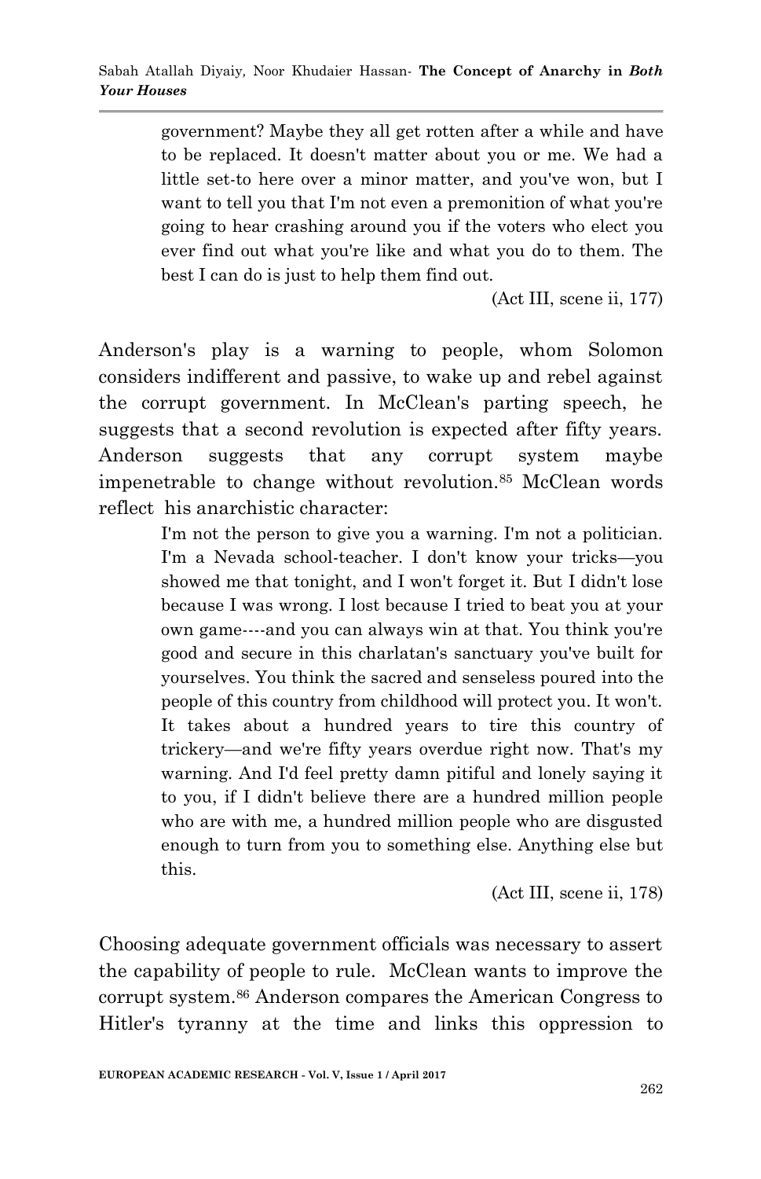> government? Maybe they all get rotten after a while and have to be replaced. It doesn't matter about you or me. We had a little set-to here over a minor matter, and you've won, but I want to tell you that I'm not even a premonition of what you're going to hear crashing around you if the voters who elect you ever find out what you're like and what you do to them. The best I can do is just to help them find out.
>
> (Act III, scene ii, 177)

Anderson's play is a warning to people, whom Solomon considers indifferent and passive, to wake up and rebel against the corrupt government. In McClean's parting speech, he suggests that a second revolution is expected after fifty years. Anderson suggests that any corrupt system maybe impenetrable to change without revolution.[85] McClean words reflect his anarchistic character:

> I'm not the person to give you a warning. I'm not a politician. I'm a Nevada school-teacher. I don't know your tricks—you showed me that tonight, and I won't forget it. But I didn't lose because I was wrong. I lost because I tried to beat you at your own game----and you can always win at that. You think you're good and secure in this charlatan's sanctuary you've built for yourselves. You think the sacred and senseless poured into the people of this country from childhood will protect you. It won't. It takes about a hundred years to tire this country of trickery—and we're fifty years overdue right now. That's my warning. And I'd feel pretty damn pitiful and lonely saying it to you, if I didn't believe there are a hundred million people who are with me, a hundred million people who are disgusted enough to turn from you to something else. Anything else but this.
>
> (Act III, scene ii, 178)

Choosing adequate government officials was necessary to assert the capability of people to rule. McClean wants to improve the corrupt system.[86] Anderson compares the American Congress to Hitler's tyranny at the time and links this oppression to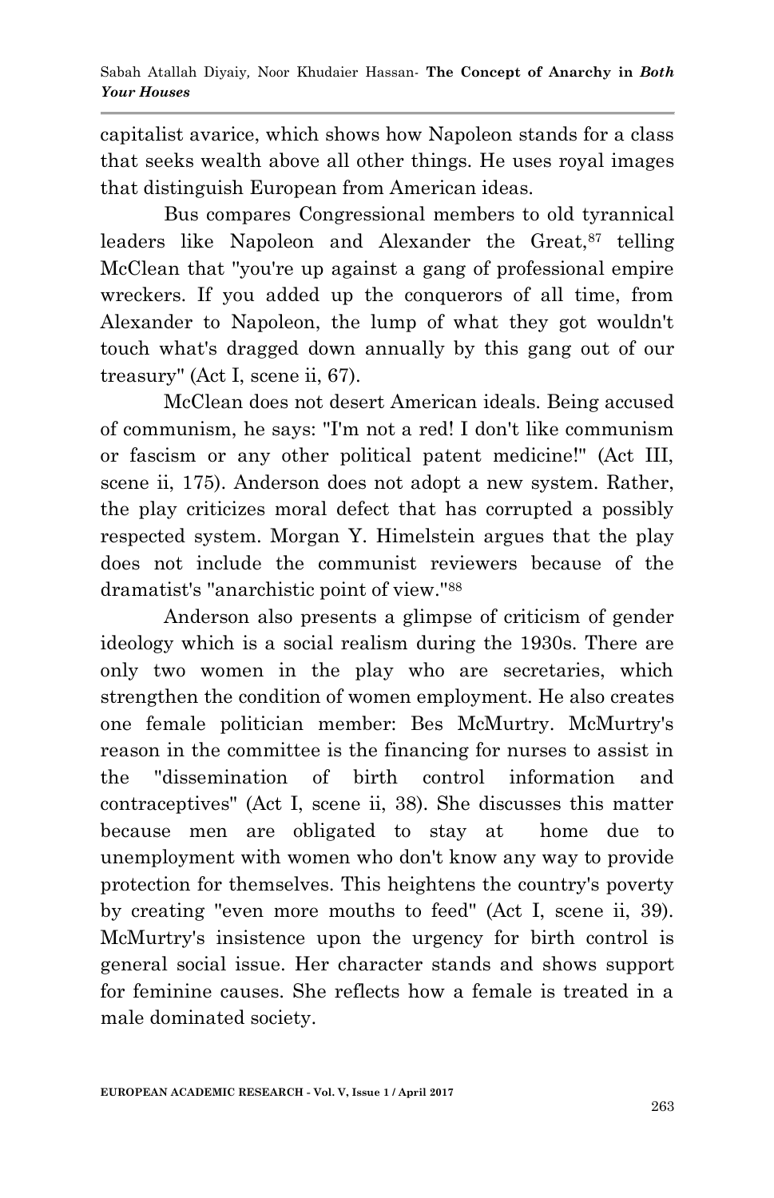capitalist avarice, which shows how Napoleon stands for a class that seeks wealth above all other things. He uses royal images that distinguish European from American ideas.

Bus compares Congressional members to old tyrannical leaders like Napoleon and Alexander the Great,[87] telling McClean that "you're up against a gang of professional empire wreckers. If you added up the conquerors of all time, from Alexander to Napoleon, the lump of what they got wouldn't touch what's dragged down annually by this gang out of our treasury" (Act I, scene ii, 67).

McClean does not desert American ideals. Being accused of communism, he says: "I'm not a red! I don't like communism or fascism or any other political patent medicine!" (Act III, scene ii, 175). Anderson does not adopt a new system. Rather, the play criticizes moral defect that has corrupted a possibly respected system. Morgan Y. Himelstein argues that the play does not include the communist reviewers because of the dramatist's "anarchistic point of view."[88]

Anderson also presents a glimpse of criticism of gender ideology which is a social realism during the 1930s. There are only two women in the play who are secretaries, which strengthen the condition of women employment. He also creates one female politician member: Bes McMurtry. McMurtry's reason in the committee is the financing for nurses to assist in the "dissemination of birth control information and contraceptives" (Act I, scene ii, 38). She discusses this matter because men are obligated to stay at home due to unemployment with women who don't know any way to provide protection for themselves. This heightens the country's poverty by creating "even more mouths to feed" (Act I, scene ii, 39). McMurtry's insistence upon the urgency for birth control is general social issue. Her character stands and shows support for feminine causes. She reflects how a female is treated in a male dominated society.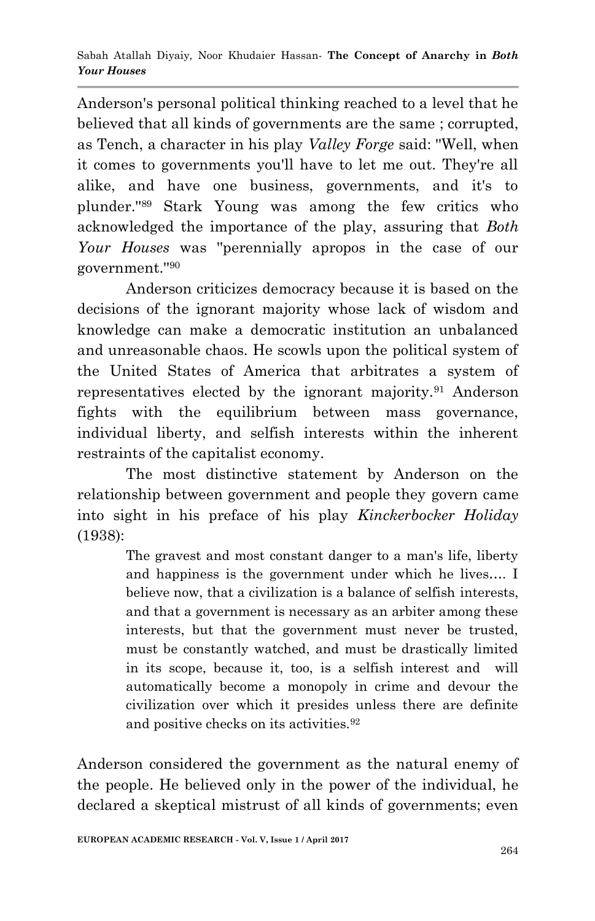Anderson's personal political thinking reached to a level that he believed that all kinds of governments are the same ; corrupted, as Tench, a character in his play *Valley Forge* said: "Well, when it comes to governments you'll have to let me out. They're all alike, and have one business, governments, and it's to plunder."[89] Stark Young was among the few critics who acknowledged the importance of the play, assuring that *Both Your Houses* was "perennially apropos in the case of our government."[90]

Anderson criticizes democracy because it is based on the decisions of the ignorant majority whose lack of wisdom and knowledge can make a democratic institution an unbalanced and unreasonable chaos. He scowls upon the political system of the United States of America that arbitrates a system of representatives elected by the ignorant majority.[91] Anderson fights with the equilibrium between mass governance, individual liberty, and selfish interests within the inherent restraints of the capitalist economy.

The most distinctive statement by Anderson on the relationship between government and people they govern came into sight in his preface of his play *Kinckerbocker Holiday* (1938):

> The gravest and most constant danger to a man's life, liberty and happiness is the government under which he lives…. I believe now, that a civilization is a balance of selfish interests, and that a government is necessary as an arbiter among these interests, but that the government must never be trusted, must be constantly watched, and must be drastically limited in its scope, because it, too, is a selfish interest and will automatically become a monopoly in crime and devour the civilization over which it presides unless there are definite and positive checks on its activities.[92]

Anderson considered the government as the natural enemy of the people. He believed only in the power of the individual, he declared a skeptical mistrust of all kinds of governments; even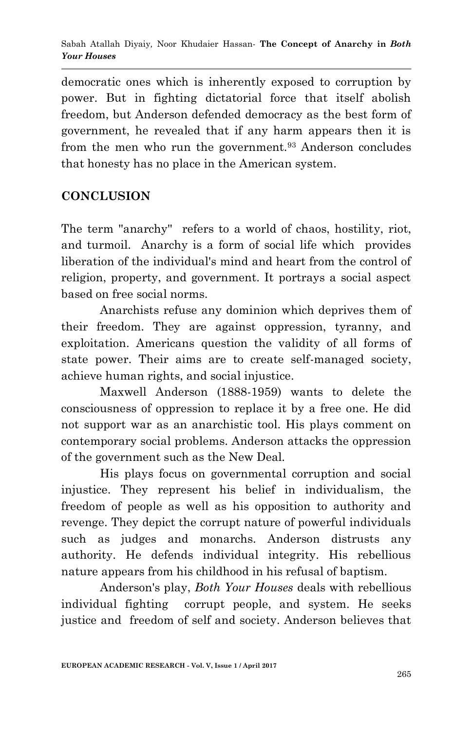democratic ones which is inherently exposed to corruption by power. But in fighting dictatorial force that itself abolish freedom, but Anderson defended democracy as the best form of government, he revealed that if any harm appears then it is from the men who run the government.[93] Anderson concludes that honesty has no place in the American system.

## CONCLUSION

The term "anarchy" refers to a world of chaos, hostility, riot, and turmoil. Anarchy is a form of social life which provides liberation of the individual's mind and heart from the control of religion, property, and government. It portrays a social aspect based on free social norms.

Anarchists refuse any dominion which deprives them of their freedom. They are against oppression, tyranny, and exploitation. Americans question the validity of all forms of state power. Their aims are to create self-managed society, achieve human rights, and social injustice.

Maxwell Anderson (1888-1959) wants to delete the consciousness of oppression to replace it by a free one. He did not support war as an anarchistic tool. His plays comment on contemporary social problems. Anderson attacks the oppression of the government such as the New Deal.

His plays focus on governmental corruption and social injustice. They represent his belief in individualism, the freedom of people as well as his opposition to authority and revenge. They depict the corrupt nature of powerful individuals such as judges and monarchs. Anderson distrusts any authority. He defends individual integrity. His rebellious nature appears from his childhood in his refusal of baptism.

Anderson's play, *Both Your Houses* deals with rebellious individual fighting corrupt people, and system. He seeks justice and freedom of self and society. Anderson believes that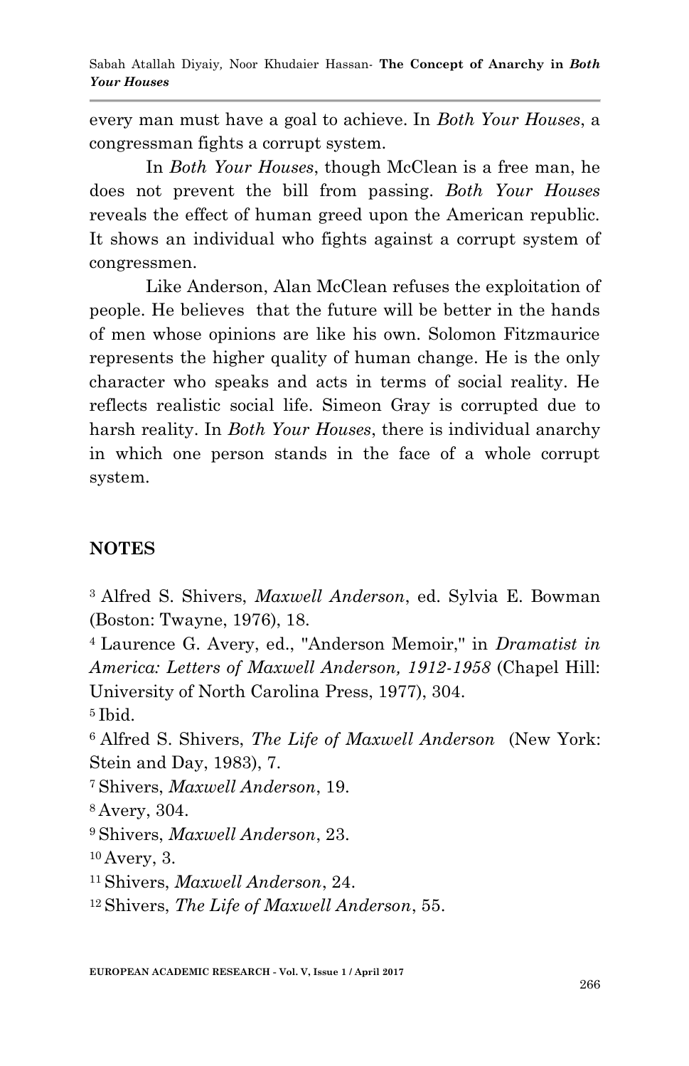every man must have a goal to achieve. In *Both Your Houses*, a congressman fights a corrupt system.

In *Both Your Houses*, though McClean is a free man, he does not prevent the bill from passing. *Both Your Houses* reveals the effect of human greed upon the American republic. It shows an individual who fights against a corrupt system of congressmen.

Like Anderson, Alan McClean refuses the exploitation of people. He believes that the future will be better in the hands of men whose opinions are like his own. Solomon Fitzmaurice represents the higher quality of human change. He is the only character who speaks and acts in terms of social reality. He reflects realistic social life. Simeon Gray is corrupted due to harsh reality. In *Both Your Houses*, there is individual anarchy in which one person stands in the face of a whole corrupt system.

## NOTES

[3] Alfred S. Shivers, *Maxwell Anderson*, ed. Sylvia E. Bowman (Boston: Twayne, 1976), 18.

[4] Laurence G. Avery, ed., "Anderson Memoir," in *Dramatist in America: Letters of Maxwell Anderson, 1912-1958* (Chapel Hill: University of North Carolina Press, 1977), 304.

[5] Ibid.

[6] Alfred S. Shivers, *The Life of Maxwell Anderson* (New York: Stein and Day, 1983), 7.

[7] Shivers, *Maxwell Anderson*, 19.

[8] Avery, 304.

[9] Shivers, *Maxwell Anderson*, 23.

[10] Avery, 3.

[11] Shivers, *Maxwell Anderson*, 24.

[12] Shivers, *The Life of Maxwell Anderson*, 55.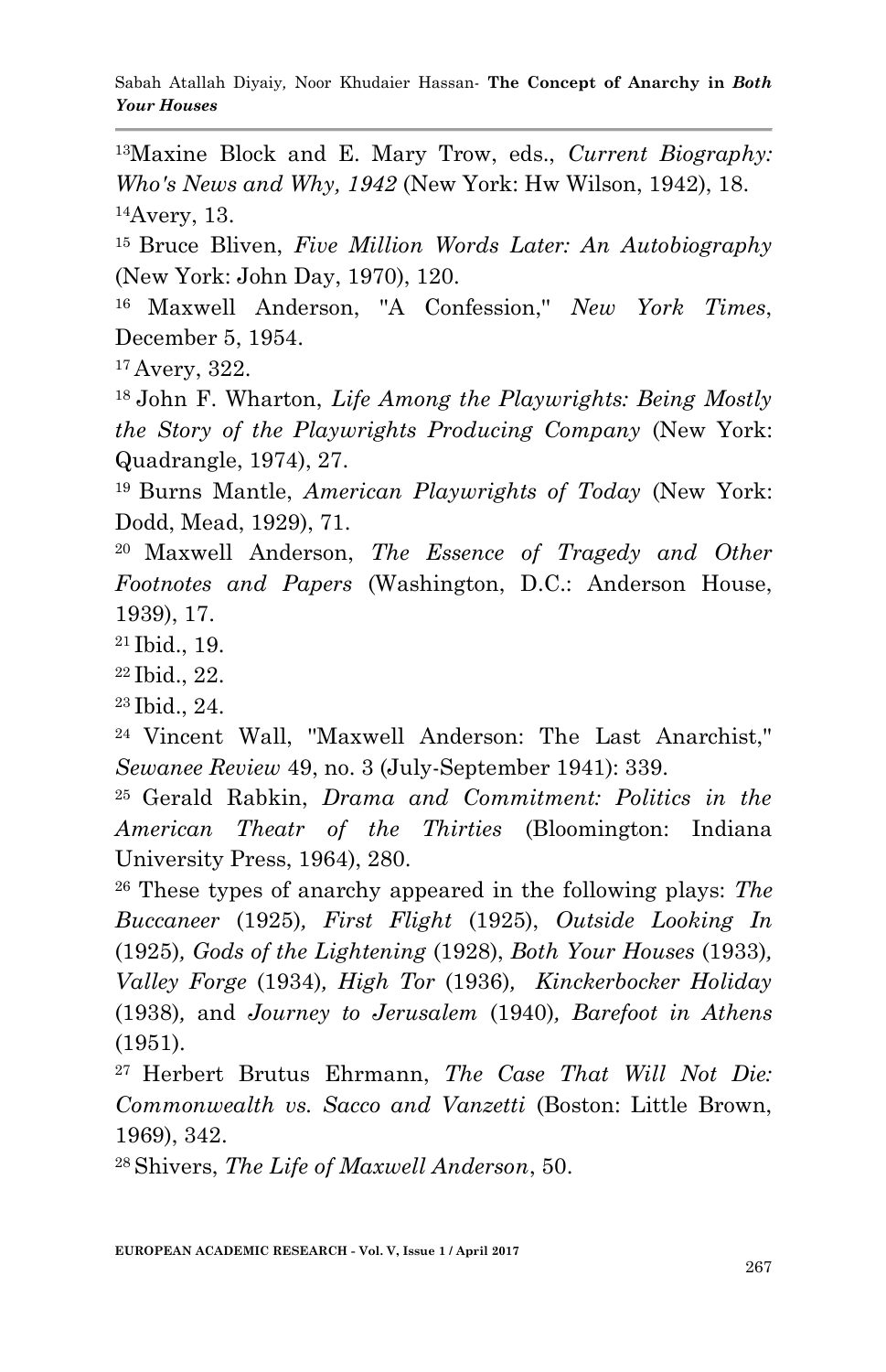[13]Maxine Block and E. Mary Trow, eds., *Current Biography: Who's News and Why, 1942* (New York: Hw Wilson, 1942), 18.

[14]Avery, 13.

[15] Bruce Bliven, *Five Million Words Later: An Autobiography* (New York: John Day, 1970), 120.

[16] Maxwell Anderson, "A Confession," *New York Times*, December 5, 1954.

[17] Avery, 322.

[18] John F. Wharton, *Life Among the Playwrights: Being Mostly the Story of the Playwrights Producing Company* (New York: Quadrangle, 1974), 27.

[19] Burns Mantle, *American Playwrights of Today* (New York: Dodd, Mead, 1929), 71.

[20] Maxwell Anderson, *The Essence of Tragedy and Other Footnotes and Papers* (Washington, D.C.: Anderson House, 1939), 17.

[21] Ibid., 19.

[22] Ibid., 22.

[23] Ibid., 24.

[24] Vincent Wall, "Maxwell Anderson: The Last Anarchist," *Sewanee Review* 49, no. 3 (July-September 1941): 339.

[25] Gerald Rabkin, *Drama and Commitment: Politics in the American Theatr of the Thirties* (Bloomington: Indiana University Press, 1964), 280.

[26] These types of anarchy appeared in the following plays: *The Buccaneer* (1925)*, First Flight* (1925), *Outside Looking In* (1925)*, Gods of the Lightening* (1928), *Both Your Houses* (1933)*, Valley Forge* (1934)*, High Tor* (1936)*, Kinckerbocker Holiday* (1938)*,* and *Journey to Jerusalem* (1940)*, Barefoot in Athens* (1951).

[27] Herbert Brutus Ehrmann, *The Case That Will Not Die: Commonwealth vs. Sacco and Vanzetti* (Boston: Little Brown, 1969), 342.

[28] Shivers, *The Life of Maxwell Anderson*, 50.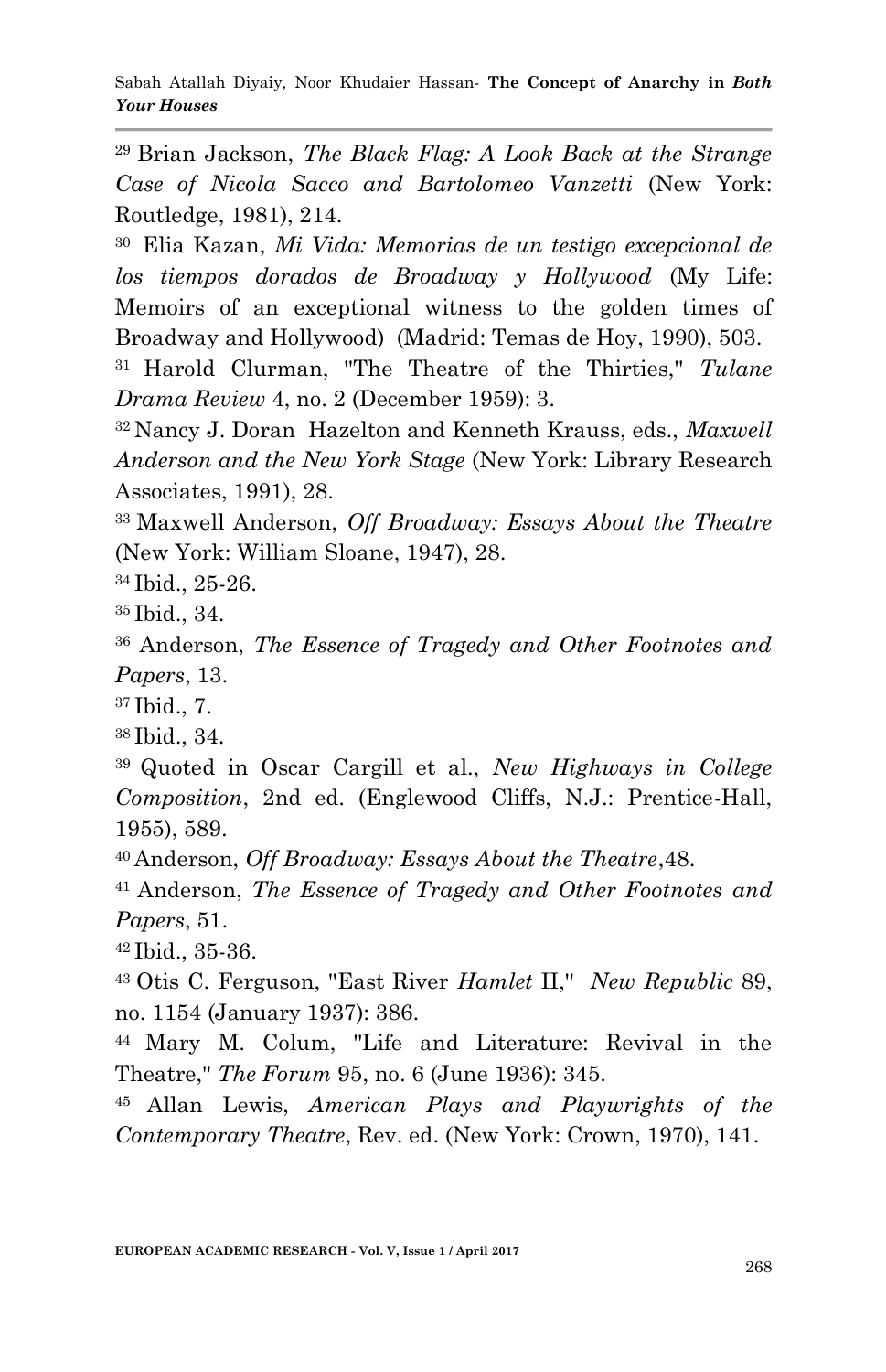[29] Brian Jackson, *The Black Flag: A Look Back at the Strange Case of Nicola Sacco and Bartolomeo Vanzetti* (New York: Routledge, 1981), 214.

[30] Elia Kazan, *Mi Vida: Memorias de un testigo excepcional de los tiempos dorados de Broadway y Hollywood* (My Life: Memoirs of an exceptional witness to the golden times of Broadway and Hollywood) (Madrid: Temas de Hoy, 1990), 503.

[31] Harold Clurman, "The Theatre of the Thirties," *Tulane Drama Review* 4, no. 2 (December 1959): 3.

[32] Nancy J. Doran Hazelton and Kenneth Krauss, eds., *Maxwell Anderson and the New York Stage* (New York: Library Research Associates, 1991), 28.

[33] Maxwell Anderson, *Off Broadway: Essays About the Theatre* (New York: William Sloane, 1947), 28.

[34] Ibid., 25-26.

[35] Ibid., 34.

[36] Anderson, *The Essence of Tragedy and Other Footnotes and Papers*, 13.

[37] Ibid., 7.

[38] Ibid., 34.

[39] Quoted in Oscar Cargill et al., *New Highways in College Composition*, 2nd ed. (Englewood Cliffs, N.J.: Prentice-Hall, 1955), 589.

[40] Anderson, *Off Broadway: Essays About the Theatre*,48.

[41] Anderson, *The Essence of Tragedy and Other Footnotes and Papers*, 51.

[42] Ibid., 35-36.

[43] Otis C. Ferguson, "East River *Hamlet* II," *New Republic* 89, no. 1154 (January 1937): 386.

[44] Mary M. Colum, "Life and Literature: Revival in the Theatre," *The Forum* 95, no. 6 (June 1936): 345.

[45] Allan Lewis, *American Plays and Playwrights of the Contemporary Theatre*, Rev. ed. (New York: Crown, 1970), 141.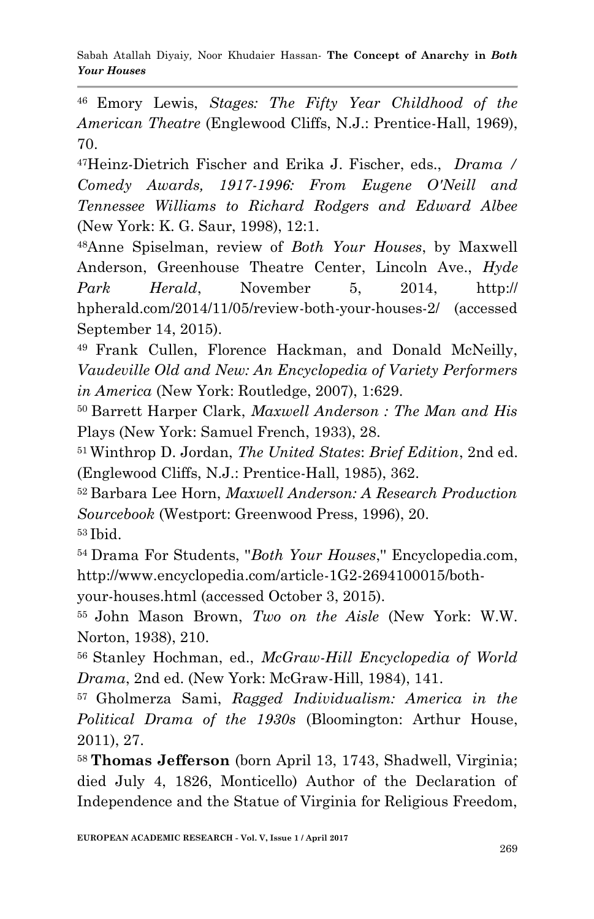[46] Emory Lewis, *Stages: The Fifty Year Childhood of the American Theatre* (Englewood Cliffs, N.J.: Prentice-Hall, 1969), 70.

[47]Heinz-Dietrich Fischer and Erika J. Fischer, eds., *Drama / Comedy Awards, 1917-1996: From Eugene O'Neill and Tennessee Williams to Richard Rodgers and Edward Albee* (New York: K. G. Saur, 1998), 12:1.

[48]Anne Spiselman, review of *Both Your Houses*, by Maxwell Anderson, Greenhouse Theatre Center, Lincoln Ave., *Hyde Park Herald*, November 5, 2014, http:// hpherald.com/2014/11/05/review-both-your-houses-2/ (accessed September 14, 2015).

[49] Frank Cullen, Florence Hackman, and Donald McNeilly, *Vaudeville Old and New: An Encyclopedia of Variety Performers in America* (New York: Routledge, 2007), 1:629.

[50] Barrett Harper Clark, *Maxwell Anderson : The Man and His* Plays (New York: Samuel French, 1933), 28.

[51] Winthrop D. Jordan, *The United States*: *Brief Edition*, 2nd ed. (Englewood Cliffs, N.J.: Prentice-Hall, 1985), 362.

[52] Barbara Lee Horn, *Maxwell Anderson: A Research Production Sourcebook* (Westport: Greenwood Press, 1996), 20.

[53] Ibid.

[54] Drama For Students, "*Both Your Houses*," Encyclopedia.com, http://www.encyclopedia.com/article-1G2-2694100015/both-your-houses.html (accessed October 3, 2015).

[55] John Mason Brown, *Two on the Aisle* (New York: W.W. Norton, 1938), 210.

[56] Stanley Hochman, ed., *McGraw-Hill Encyclopedia of World Drama*, 2nd ed. (New York: McGraw-Hill, 1984), 141.

[57] Gholmerza Sami, *Ragged Individualism: America in the Political Drama of the 1930s* (Bloomington: Arthur House, 2011), 27.

[58] **Thomas Jefferson** (born April 13, 1743, Shadwell, Virginia; died July 4, 1826, Monticello) Author of the Declaration of Independence and the Statue of Virginia for Religious Freedom,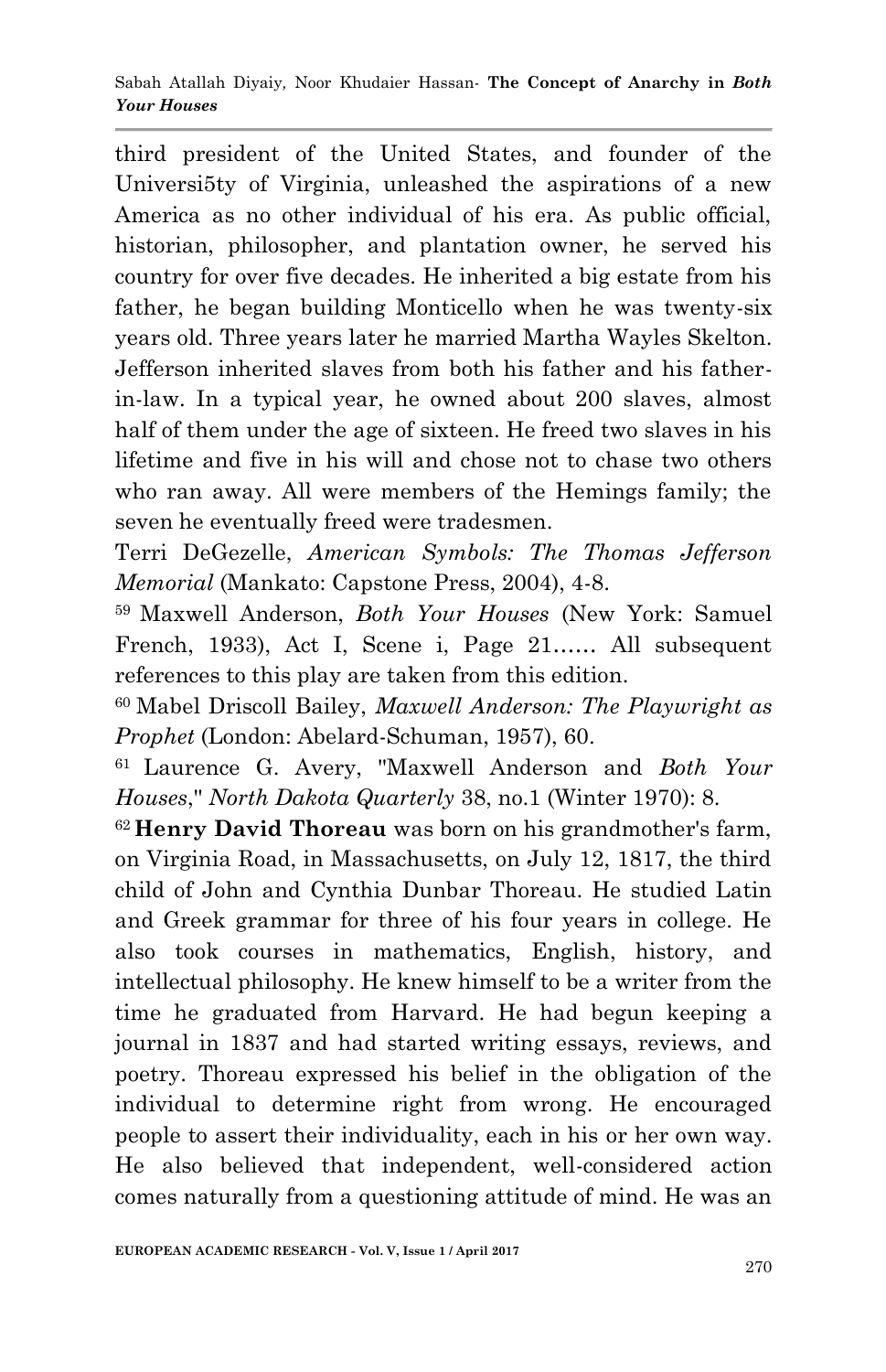third president of the United States, and founder of the Universi5ty of Virginia, unleashed the aspirations of a new America as no other individual of his era. As public official, historian, philosopher, and plantation owner, he served his country for over five decades. He inherited a big estate from his father, he began building Monticello when he was twenty-six years old. Three years later he married Martha Wayles Skelton. Jefferson inherited slaves from both his father and his father-in-law. In a typical year, he owned about 200 slaves, almost half of them under the age of sixteen. He freed two slaves in his lifetime and five in his will and chose not to chase two others who ran away. All were members of the Hemings family; the seven he eventually freed were tradesmen.

Terri DeGezelle, *American Symbols: The Thomas Jefferson Memorial* (Mankato: Capstone Press, 2004), 4-8.

[59] Maxwell Anderson, *Both Your Houses* (New York: Samuel French, 1933), Act I, Scene i, Page 21…… All subsequent references to this play are taken from this edition.

[60] Mabel Driscoll Bailey, *Maxwell Anderson: The Playwright as Prophet* (London: Abelard-Schuman, 1957), 60.

[61] Laurence G. Avery, "Maxwell Anderson and *Both Your Houses*," *North Dakota Quarterly* 38, no.1 (Winter 1970): 8.

[62] **Henry David Thoreau** was born on his grandmother's farm, on Virginia Road, in Massachusetts, on July 12, 1817, the third child of John and Cynthia Dunbar Thoreau. He studied Latin and Greek grammar for three of his four years in college. He also took courses in mathematics, English, history, and intellectual philosophy. He knew himself to be a writer from the time he graduated from Harvard. He had begun keeping a journal in 1837 and had started writing essays, reviews, and poetry. Thoreau expressed his belief in the obligation of the individual to determine right from wrong. He encouraged people to assert their individuality, each in his or her own way. He also believed that independent, well-considered action comes naturally from a questioning attitude of mind. He was an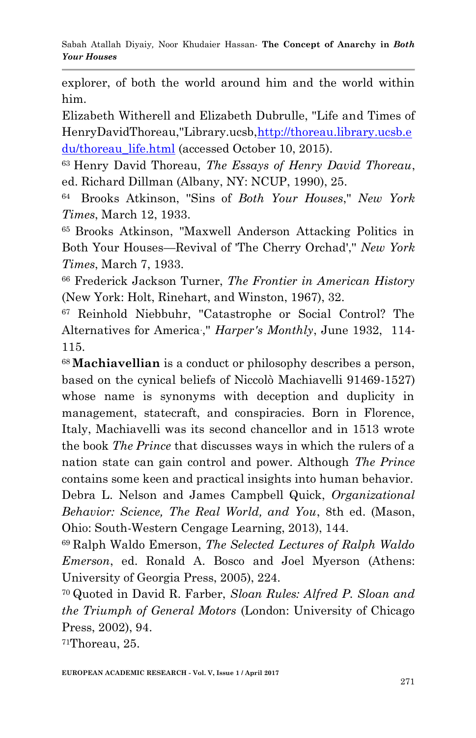explorer, of both the world around him and the world within him.

Elizabeth Witherell and Elizabeth Dubrulle, "Life and Times of HenryDavidThoreau,"Library.ucsb,http://thoreau.library.ucsb.edu/thoreau_life.html (accessed October 10, 2015).

[63] Henry David Thoreau, *The Essays of Henry David Thoreau*, ed. Richard Dillman (Albany, NY: NCUP, 1990), 25.

[64] Brooks Atkinson, "Sins of *Both Your Houses*," *New York Times*, March 12, 1933.

[65] Brooks Atkinson, "Maxwell Anderson Attacking Politics in Both Your Houses—Revival of 'The Cherry Orchad'," *New York Times*, March 7, 1933.

[66] Frederick Jackson Turner, *The Frontier in American History* (New York: Holt, Rinehart, and Winston, 1967), 32.

[67] Reinhold Niebbuhr, "Catastrophe or Social Control? The Alternatives for America.," *Harper's Monthly*, June 1932, 114-115.

[68] **Machiavellian** is a conduct or philosophy describes a person, based on the cynical beliefs of Niccolò Machiavelli 91469-1527) whose name is synonyms with deception and duplicity in management, statecraft, and conspiracies. Born in Florence, Italy, Machiavelli was its second chancellor and in 1513 wrote the book *The Prince* that discusses ways in which the rulers of a nation state can gain control and power. Although *The Prince* contains some keen and practical insights into human behavior.

Debra L. Nelson and James Campbell Quick, *Organizational Behavior: Science, The Real World, and You*, 8th ed. (Mason, Ohio: South-Western Cengage Learning, 2013), 144.

[69] Ralph Waldo Emerson, *The Selected Lectures of Ralph Waldo Emerson*, ed. Ronald A. Bosco and Joel Myerson (Athens: University of Georgia Press, 2005), 224.

[70] Quoted in David R. Farber, *Sloan Rules: Alfred P. Sloan and the Triumph of General Motors* (London: University of Chicago Press, 2002), 94.

[71]Thoreau, 25.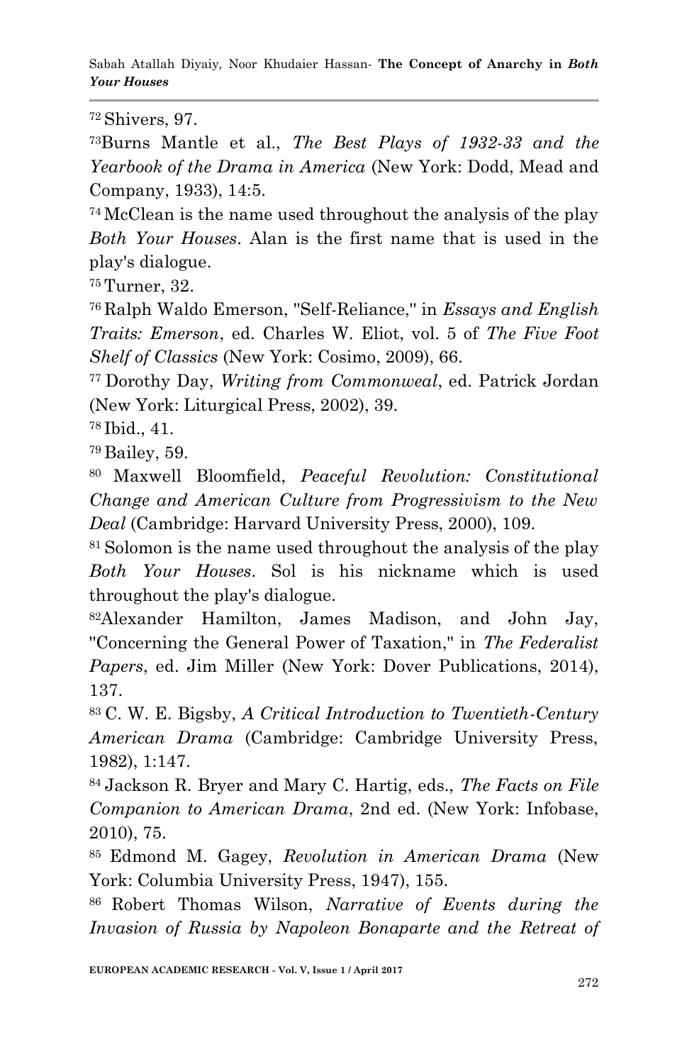[72] Shivers, 97.

[73]Burns Mantle et al., *The Best Plays of 1932-33 and the Yearbook of the Drama in America* (New York: Dodd, Mead and Company, 1933), 14:5.

[74] McClean is the name used throughout the analysis of the play *Both Your Houses*. Alan is the first name that is used in the play's dialogue.

[75] Turner, 32.

[76] Ralph Waldo Emerson, "Self-Reliance," in *Essays and English Traits: Emerson*, ed. Charles W. Eliot, vol. 5 of *The Five Foot Shelf of Classics* (New York: Cosimo, 2009), 66.

[77] Dorothy Day, *Writing from Commonweal*, ed. Patrick Jordan (New York: Liturgical Press, 2002), 39.

[78] Ibid., 41.

[79] Bailey, 59.

[80] Maxwell Bloomfield, *Peaceful Revolution: Constitutional Change and American Culture from Progressivism to the New Deal* (Cambridge: Harvard University Press, 2000), 109.

[81] Solomon is the name used throughout the analysis of the play *Both Your Houses*. Sol is his nickname which is used throughout the play's dialogue.

[82]Alexander Hamilton, James Madison, and John Jay, "Concerning the General Power of Taxation," in *The Federalist Papers*, ed. Jim Miller (New York: Dover Publications, 2014), 137.

[83] C. W. E. Bigsby, *A Critical Introduction to Twentieth-Century American Drama* (Cambridge: Cambridge University Press, 1982), 1:147.

[84] Jackson R. Bryer and Mary C. Hartig, eds., *The Facts on File Companion to American Drama*, 2nd ed. (New York: Infobase, 2010), 75.

[85] Edmond M. Gagey, *Revolution in American Drama* (New York: Columbia University Press, 1947), 155.

[86] Robert Thomas Wilson, *Narrative of Events during the Invasion of Russia by Napoleon Bonaparte and the Retreat of*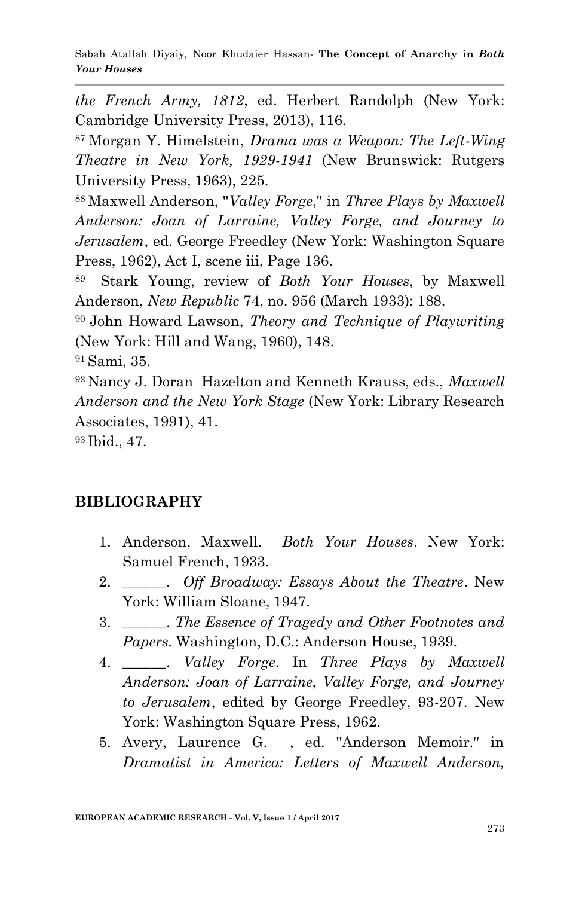*the French Army, 1812*, ed. Herbert Randolph (New York: Cambridge University Press, 2013), 116.

[87] Morgan Y. Himelstein, *Drama was a Weapon: The Left-Wing Theatre in New York, 1929-1941* (New Brunswick: Rutgers University Press, 1963), 225.

[88] Maxwell Anderson, "*Valley Forge*," in *Three Plays by Maxwell Anderson: Joan of Larraine, Valley Forge, and Journey to Jerusalem*, ed. George Freedley (New York: Washington Square Press, 1962), Act I, scene iii, Page 136.

[89] Stark Young, review of *Both Your Houses*, by Maxwell Anderson, *New Republic* 74, no. 956 (March 1933): 188.

[90] John Howard Lawson, *Theory and Technique of Playwriting* (New York: Hill and Wang, 1960), 148.

[91] Sami, 35.

[92] Nancy J. Doran Hazelton and Kenneth Krauss, eds., *Maxwell Anderson and the New York Stage* (New York: Library Research Associates, 1991), 41.

[93] Ibid., 47.

## BIBLIOGRAPHY

1. Anderson, Maxwell. *Both Your Houses*. New York: Samuel French, 1933.
2. ______. *Off Broadway: Essays About the Theatre*. New York: William Sloane, 1947.
3. ______. *The Essence of Tragedy and Other Footnotes and Papers*. Washington, D.C.: Anderson House, 1939.
4. ______. *Valley Forge*. In *Three Plays by Maxwell Anderson: Joan of Larraine, Valley Forge, and Journey to Jerusalem*, edited by George Freedley, 93-207. New York: Washington Square Press, 1962.
5. Avery, Laurence G. , ed. "Anderson Memoir." in *Dramatist in America: Letters of Maxwell Anderson,*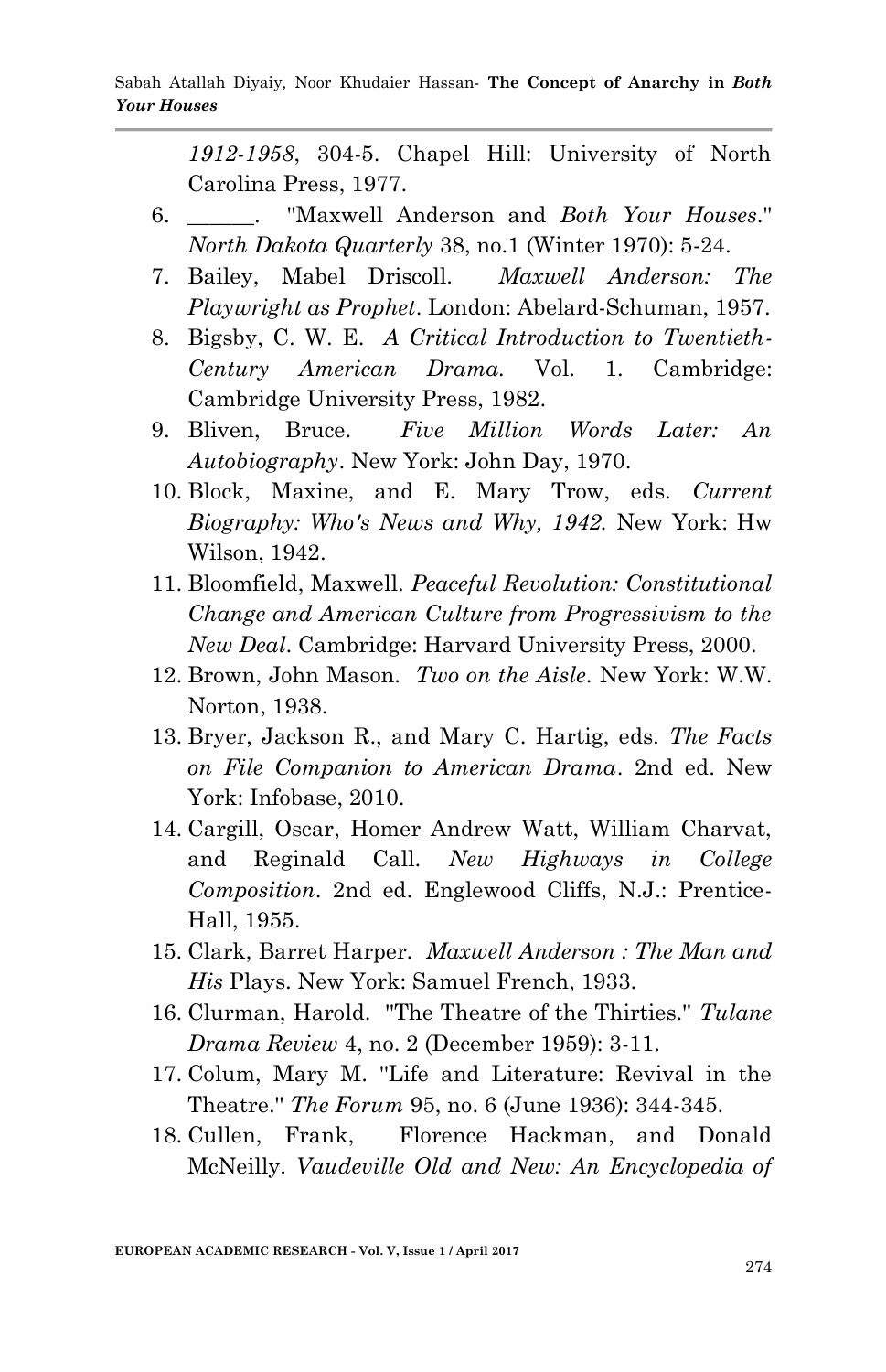*1912-1958*, 304-5. Chapel Hill: University of North Carolina Press, 1977.

6. ______. "Maxwell Anderson and *Both Your Houses*." *North Dakota Quarterly* 38, no.1 (Winter 1970): 5-24.
7. Bailey, Mabel Driscoll. *Maxwell Anderson: The Playwright as Prophet*. London: Abelard-Schuman, 1957.
8. Bigsby, C. W. E. *A Critical Introduction to Twentieth-Century American Drama.* Vol. 1. Cambridge: Cambridge University Press, 1982.
9. Bliven, Bruce. *Five Million Words Later: An Autobiography*. New York: John Day, 1970.
10. Block, Maxine, and E. Mary Trow, eds. *Current Biography: Who's News and Why, 1942.* New York: Hw Wilson, 1942.
11. Bloomfield, Maxwell. *Peaceful Revolution: Constitutional Change and American Culture from Progressivism to the New Deal*. Cambridge: Harvard University Press, 2000.
12. Brown, John Mason. *Two on the Aisle*. New York: W.W. Norton, 1938.
13. Bryer, Jackson R., and Mary C. Hartig, eds. *The Facts on File Companion to American Drama*. 2nd ed. New York: Infobase, 2010.
14. Cargill, Oscar, Homer Andrew Watt, William Charvat, and Reginald Call. *New Highways in College Composition*. 2nd ed. Englewood Cliffs, N.J.: Prentice-Hall, 1955.
15. Clark, Barret Harper. *Maxwell Anderson : The Man and His* Plays. New York: Samuel French, 1933.
16. Clurman, Harold. "The Theatre of the Thirties." *Tulane Drama Review* 4, no. 2 (December 1959): 3-11.
17. Colum, Mary M. "Life and Literature: Revival in the Theatre." *The Forum* 95, no. 6 (June 1936): 344-345.
18. Cullen, Frank, Florence Hackman, and Donald McNeilly. *Vaudeville Old and New: An Encyclopedia of*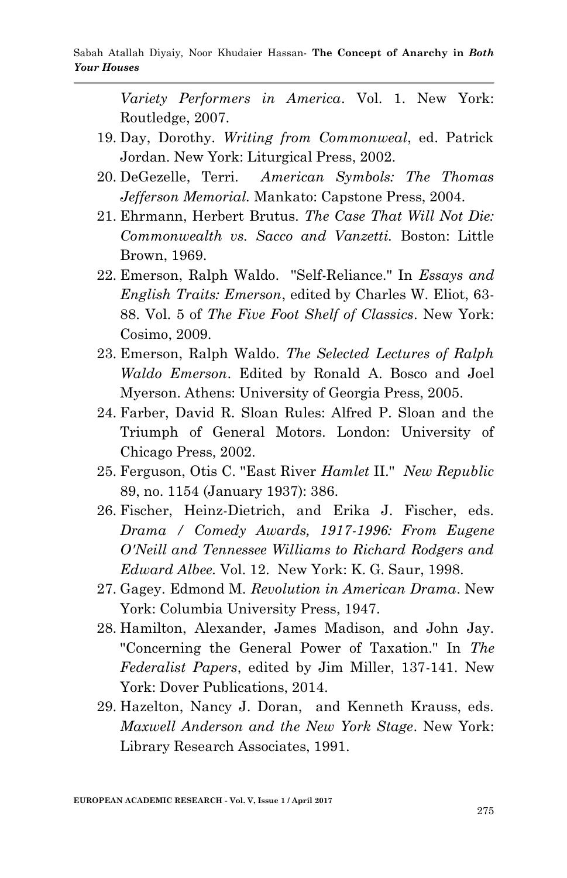*Variety Performers in America*. Vol. 1. New York: Routledge, 2007.

19. Day, Dorothy. *Writing from Commonweal*, ed. Patrick Jordan. New York: Liturgical Press, 2002.
20. DeGezelle, Terri. *American Symbols: The Thomas Jefferson Memorial.* Mankato: Capstone Press, 2004.
21. Ehrmann, Herbert Brutus. *The Case That Will Not Die: Commonwealth vs. Sacco and Vanzetti.* Boston: Little Brown, 1969.
22. Emerson, Ralph Waldo. "Self-Reliance." In *Essays and English Traits: Emerson*, edited by Charles W. Eliot, 63-88. Vol. 5 of *The Five Foot Shelf of Classics*. New York: Cosimo, 2009.
23. Emerson, Ralph Waldo. *The Selected Lectures of Ralph Waldo Emerson*. Edited by Ronald A. Bosco and Joel Myerson. Athens: University of Georgia Press, 2005.
24. Farber, David R. Sloan Rules: Alfred P. Sloan and the Triumph of General Motors. London: University of Chicago Press, 2002.
25. Ferguson, Otis C. "East River *Hamlet* II." *New Republic* 89, no. 1154 (January 1937): 386.
26. Fischer, Heinz-Dietrich, and Erika J. Fischer, eds. *Drama / Comedy Awards, 1917-1996: From Eugene O'Neill and Tennessee Williams to Richard Rodgers and Edward Albee.* Vol. 12. New York: K. G. Saur, 1998.
27. Gagey. Edmond M. *Revolution in American Drama*. New York: Columbia University Press, 1947.
28. Hamilton, Alexander, James Madison, and John Jay. "Concerning the General Power of Taxation." In *The Federalist Papers*, edited by Jim Miller, 137-141. New York: Dover Publications, 2014.
29. Hazelton, Nancy J. Doran, and Kenneth Krauss, eds. *Maxwell Anderson and the New York Stage*. New York: Library Research Associates, 1991.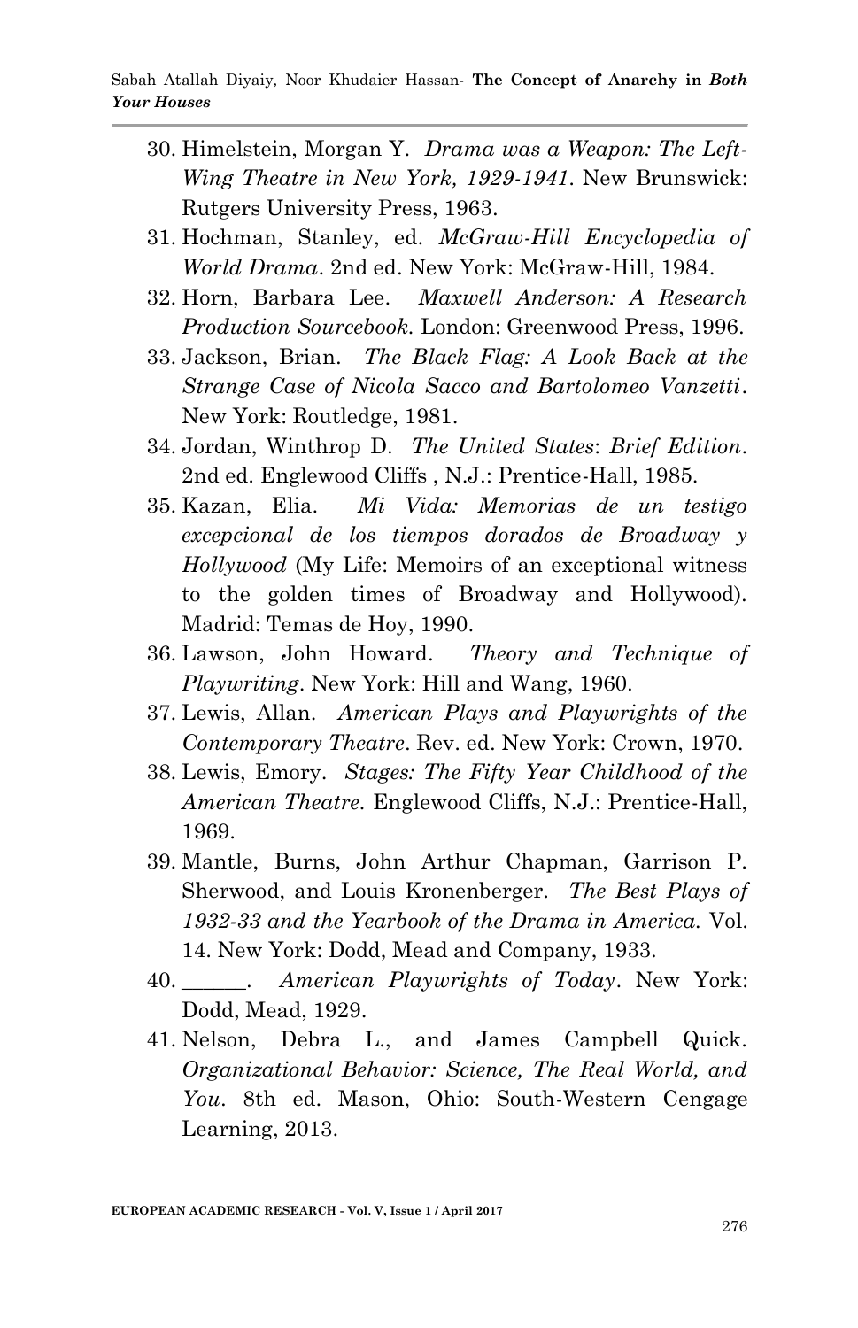30. Himelstein, Morgan Y. *Drama was a Weapon: The Left-Wing Theatre in New York, 1929-1941*. New Brunswick: Rutgers University Press, 1963.
31. Hochman, Stanley, ed. *McGraw-Hill Encyclopedia of World Drama*. 2nd ed. New York: McGraw-Hill, 1984.
32. Horn, Barbara Lee. *Maxwell Anderson: A Research Production Sourcebook.* London: Greenwood Press, 1996.
33. Jackson, Brian. *The Black Flag: A Look Back at the Strange Case of Nicola Sacco and Bartolomeo Vanzetti*. New York: Routledge, 1981.
34. Jordan, Winthrop D. *The United States*: *Brief Edition*. 2nd ed. Englewood Cliffs , N.J.: Prentice-Hall, 1985.
35. Kazan, Elia. *Mi Vida: Memorias de un testigo excepcional de los tiempos dorados de Broadway y Hollywood* (My Life: Memoirs of an exceptional witness to the golden times of Broadway and Hollywood). Madrid: Temas de Hoy, 1990.
36. Lawson, John Howard. *Theory and Technique of Playwriting*. New York: Hill and Wang, 1960.
37. Lewis, Allan. *American Plays and Playwrights of the Contemporary Theatre*. Rev. ed. New York: Crown, 1970.
38. Lewis, Emory. *Stages: The Fifty Year Childhood of the American Theatre.* Englewood Cliffs, N.J.: Prentice-Hall, 1969.
39. Mantle, Burns, John Arthur Chapman, Garrison P. Sherwood, and Louis Kronenberger. *The Best Plays of 1932-33 and the Yearbook of the Drama in America.* Vol. 14. New York: Dodd, Mead and Company, 1933.
40. ______. *American Playwrights of Today*. New York: Dodd, Mead, 1929.
41. Nelson, Debra L., and James Campbell Quick. *Organizational Behavior: Science, The Real World, and You*. 8th ed. Mason, Ohio: South-Western Cengage Learning, 2013.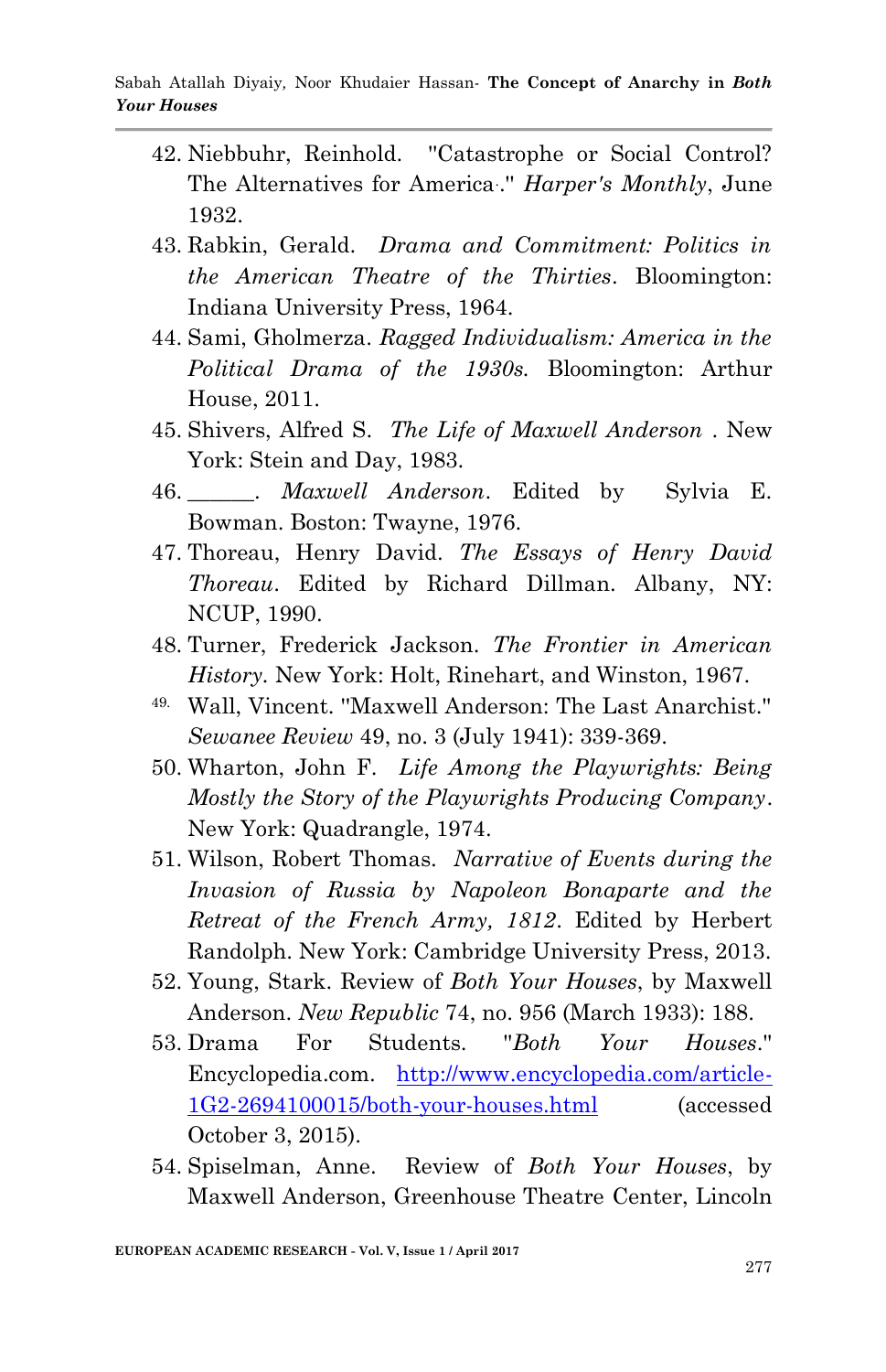42. Niebbuhr, Reinhold. "Catastrophe or Social Control? The Alternatives for America." *Harper's Monthly*, June 1932.
43. Rabkin, Gerald. *Drama and Commitment: Politics in the American Theatre of the Thirties*. Bloomington: Indiana University Press, 1964.
44. Sami, Gholmerza. *Ragged Individualism: America in the Political Drama of the 1930s.* Bloomington: Arthur House, 2011.
45. Shivers, Alfred S. *The Life of Maxwell Anderson* . New York: Stein and Day, 1983.
46. ______. *Maxwell Anderson*. Edited by Sylvia E. Bowman. Boston: Twayne, 1976.
47. Thoreau, Henry David. *The Essays of Henry David Thoreau*. Edited by Richard Dillman. Albany, NY: NCUP, 1990.
48. Turner, Frederick Jackson. *The Frontier in American History.* New York: Holt, Rinehart, and Winston, 1967.
49. Wall, Vincent. "Maxwell Anderson: The Last Anarchist." *Sewanee Review* 49, no. 3 (July 1941): 339-369.
50. Wharton, John F. *Life Among the Playwrights: Being Mostly the Story of the Playwrights Producing Company*. New York: Quadrangle, 1974.
51. Wilson, Robert Thomas. *Narrative of Events during the Invasion of Russia by Napoleon Bonaparte and the Retreat of the French Army, 1812*. Edited by Herbert Randolph. New York: Cambridge University Press, 2013.
52. Young, Stark. Review of *Both Your Houses*, by Maxwell Anderson. *New Republic* 74, no. 956 (March 1933): 188.
53. Drama For Students. "*Both Your Houses*." Encyclopedia.com. http://www.encyclopedia.com/article-1G2-2694100015/both-your-houses.html (accessed October 3, 2015).
54. Spiselman, Anne. Review of *Both Your Houses*, by Maxwell Anderson, Greenhouse Theatre Center, Lincoln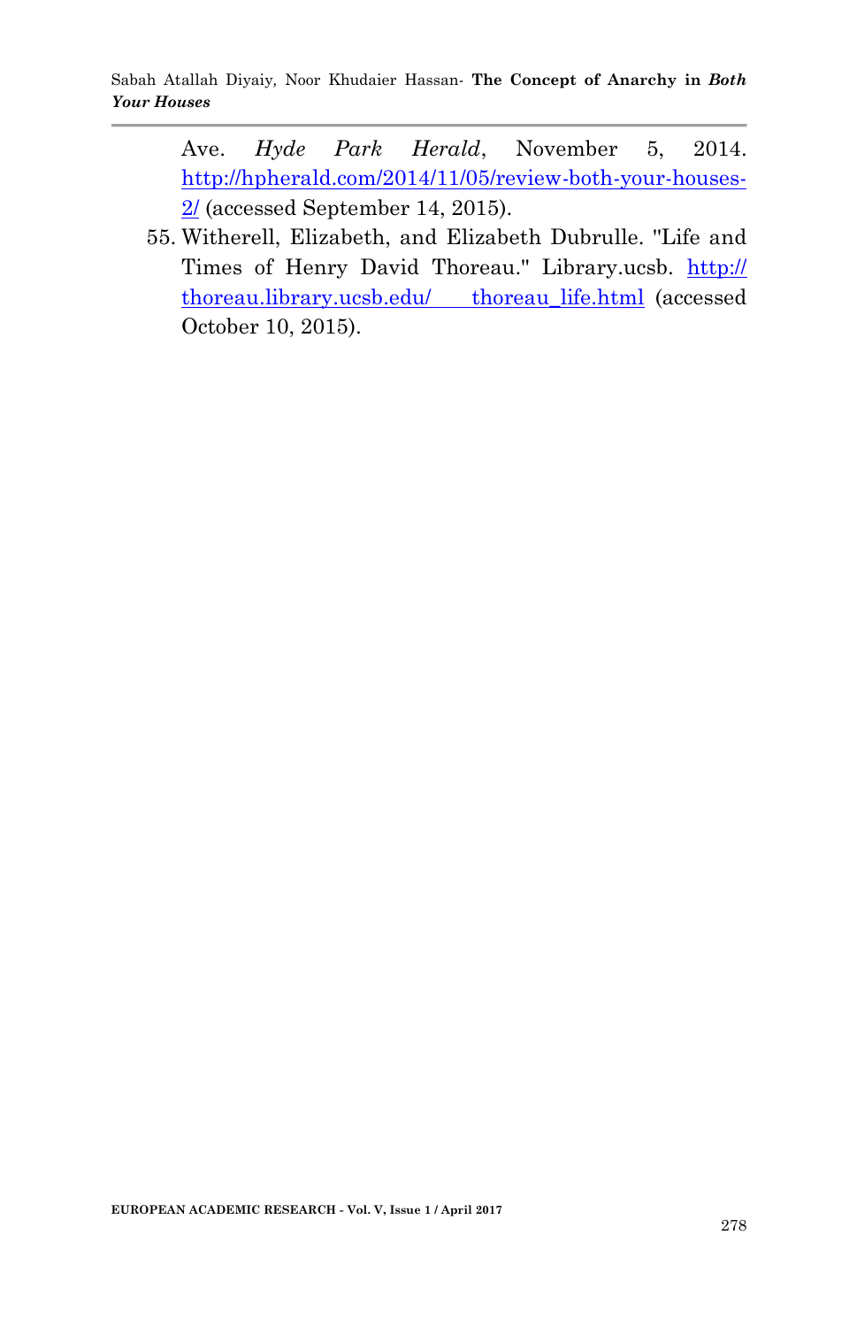Ave. *Hyde Park Herald*, November 5, 2014. http://hpherald.com/2014/11/05/review-both-your-houses-2/ (accessed September 14, 2015).

55. Witherell, Elizabeth, and Elizabeth Dubrulle. "Life and Times of Henry David Thoreau." Library.ucsb. http://thoreau.library.ucsb.edu/ thoreau_life.html (accessed October 10, 2015).